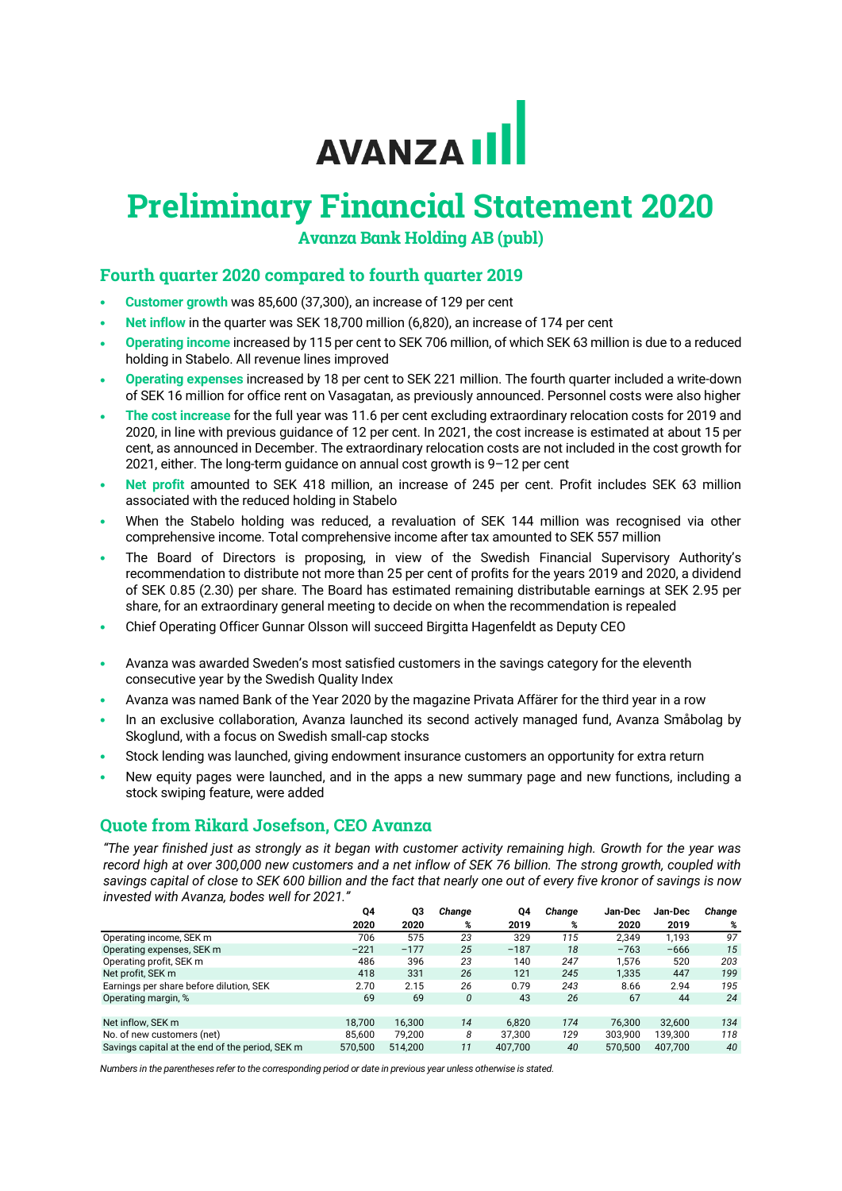# Preliminary Financial Statement 2020

## Avanza Bank Holding AB (publ)

## Fourth quarter 2020 compared to fourth quarter 2019

- **Customer growth** was 85,600 (37,300), an increase of 129 per cent
- **Net inflow** in the quarter was SEK 18,700 million (6,820), an increase of 174 per cent
- **Operating income** increased by 115 per cent to SEK 706 million, of which SEK 63 million is due to a reduced holding in Stabelo. All revenue lines improved
- **Operating expenses** increased by 18 per cent to SEK 221 million. The fourth quarter included a write-down of SEK 16 million for office rent on Vasagatan, as previously announced. Personnel costs were also higher
- **The cost increase** for the full year was 11.6 per cent excluding extraordinary relocation costs for 2019 and 2020, in line with previous guidance of 12 per cent. In 2021, the cost increase is estimated at about 15 per cent, as announced in December. The extraordinary relocation costs are not included in the cost growth for 2021, either. The long-term guidance on annual cost growth is 9–12 per cent
- **Net profit** amounted to SEK 418 million, an increase of 245 per cent. Profit includes SEK 63 million associated with the reduced holding in Stabelo
- When the Stabelo holding was reduced, a revaluation of SEK 144 million was recognised via other comprehensive income. Total comprehensive income after tax amounted to SEK 557 million
- The Board of Directors is proposing, in view of the Swedish Financial Supervisory Authority's recommendation to distribute not more than 25 per cent of profits for the years 2019 and 2020, a dividend of SEK 0.85 (2.30) per share. The Board has estimated remaining distributable earnings at SEK 2.95 per share, for an extraordinary general meeting to decide on when the recommendation is repealed
- Chief Operating Officer Gunnar Olsson will succeed Birgitta Hagenfeldt as Deputy CEO

- Avanza was awarded Sweden's most satisfied customers in the savings category for the eleventh consecutive year by the Swedish Quality Index
- Avanza was named Bank of the Year 2020 by the magazine Privata Affärer for the third year in a row
- In an exclusive collaboration, Avanza launched its second actively managed fund, Avanza Småbolag by Skoglund, with a focus on Swedish small-cap stocks
- Stock lending was launched, giving endowment insurance customers an opportunity for extra return
- New equity pages were launched, and in the apps a new summary page and new functions, including a stock swiping feature, were added

## Quote from Rikard Josefson, CEO Avanza

*"The year finished just as strongly as it began with customer activity remaining high. Growth for the year was record high at over 300,000 new customers and a net inflow of SEK 76 billion. The strong growth, coupled with savings capital of close to SEK 600 billion and the fact that nearly one out of every five kronor of savings is now invested with Avanza, bodes well for 2021."*

| | Q4 2020 | Q3 2020 | Change % | Q4 2019 | Change % | Jan-Dec 2020 | Jan-Dec 2019 | Change % |
|---|---|---|---|---|---|---|---|---|
| Operating income, SEK m | 706 | 575 | 23 | 329 | 115 | 2,349 | 1,193 | 97 |
| Operating expenses, SEK m | −221 | −177 | 25 | −187 | 18 | −763 | −666 | 15 |
| Operating profit, SEK m | 486 | 396 | 23 | 140 | 247 | 1,576 | 520 | 203 |
| Net profit, SEK m | 418 | 331 | 26 | 121 | 245 | 1,335 | 447 | 199 |
| Earnings per share before dilution, SEK | 2.70 | 2.15 | 26 | 0.79 | 243 | 8.66 | 2.94 | 195 |
| Operating margin, % | 69 | 69 | 0 | 43 | 26 | 67 | 44 | 24 |
| | | | | | | | | |
| Net inflow, SEK m | 18,700 | 16,300 | 14 | 6,820 | 174 | 76,300 | 32,600 | 134 |
| No. of new customers (net) | 85,600 | 79,200 | 8 | 37,300 | 129 | 303,900 | 139,300 | 118 |
| Savings capital at the end of the period, SEK m | 570,500 | 514,200 | 11 | 407,700 | 40 | 570,500 | 407,700 | 40 |

*Numbers in the parentheses refer to the corresponding period or date in previous year unless otherwise is stated.*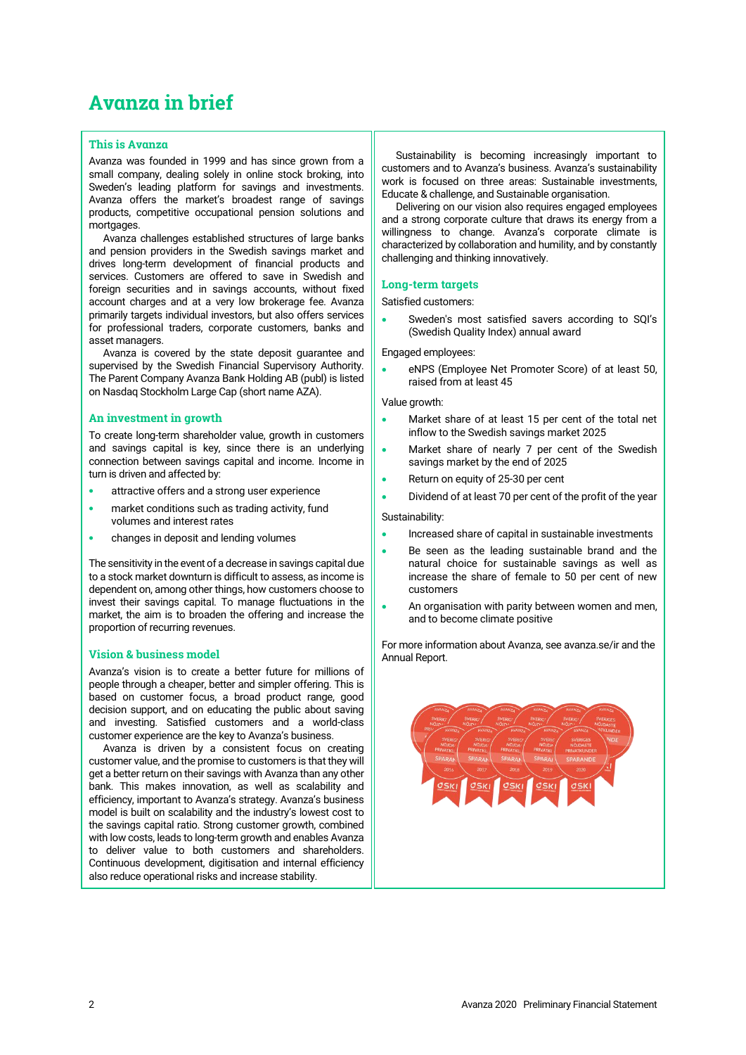# Avanza in brief

## This is Avanza

Avanza was founded in 1999 and has since grown from a small company, dealing solely in online stock broking, into Sweden's leading platform for savings and investments. Avanza offers the market's broadest range of savings products, competitive occupational pension solutions and mortgages.

Avanza challenges established structures of large banks and pension providers in the Swedish savings market and drives long-term development of financial products and services. Customers are offered to save in Swedish and foreign securities and in savings accounts, without fixed account charges and at a very low brokerage fee. Avanza primarily targets individual investors, but also offers services for professional traders, corporate customers, banks and asset managers.

Avanza is covered by the state deposit guarantee and supervised by the Swedish Financial Supervisory Authority. The Parent Company Avanza Bank Holding AB (publ) is listed on Nasdaq Stockholm Large Cap (short name AZA).

## An investment in growth

To create long-term shareholder value, growth in customers and savings capital is key, since there is an underlying connection between savings capital and income. Income in turn is driven and affected by:

- attractive offers and a strong user experience
- market conditions such as trading activity, fund volumes and interest rates
- changes in deposit and lending volumes

The sensitivity in the event of a decrease in savings capital due to a stock market downturn is difficult to assess, as income is dependent on, among other things, how customers choose to invest their savings capital. To manage fluctuations in the market, the aim is to broaden the offering and increase the proportion of recurring revenues.

## Vision & business model

Avanza's vision is to create a better future for millions of people through a cheaper, better and simpler offering. This is based on customer focus, a broad product range, good decision support, and on educating the public about saving and investing. Satisfied customers and a world-class customer experience are the key to Avanza's business.

Avanza is driven by a consistent focus on creating customer value, and the promise to customers is that they will get a better return on their savings with Avanza than any other bank. This makes innovation, as well as scalability and efficiency, important to Avanza's strategy. Avanza's business model is built on scalability and the industry's lowest cost to the savings capital ratio. Strong customer growth, combined with low costs, leads to long-term growth and enables Avanza to deliver value to both customers and shareholders. Continuous development, digitisation and internal efficiency also reduce operational risks and increase stability.

Sustainability is becoming increasingly important to customers and to Avanza's business. Avanza's sustainability work is focused on three areas: Sustainable investments, Educate & challenge, and Sustainable organisation.

Delivering on our vision also requires engaged employees and a strong corporate culture that draws its energy from a willingness to change. Avanza's corporate climate is characterized by collaboration and humility, and by constantly challenging and thinking innovatively.

## Long-term targets

Satisfied customers:

- Sweden's most satisfied savers according to SQI's (Swedish Quality Index) annual award

Engaged employees:

- eNPS (Employee Net Promoter Score) of at least 50, raised from at least 45

Value growth:

- Market share of at least 15 per cent of the total net inflow to the Swedish savings market 2025
- Market share of nearly 7 per cent of the Swedish savings market by the end of 2025
- Return on equity of 25-30 per cent
- Dividend of at least 70 per cent of the profit of the year

Sustainability:

- Increased share of capital in sustainable investments
- Be seen as the leading sustainable brand and the natural choice for sustainable savings as well as increase the share of female to 50 per cent of new customers
- An organisation with parity between women and men, and to become climate positive

For more information about Avanza, see avanza.se/ir and the Annual Report.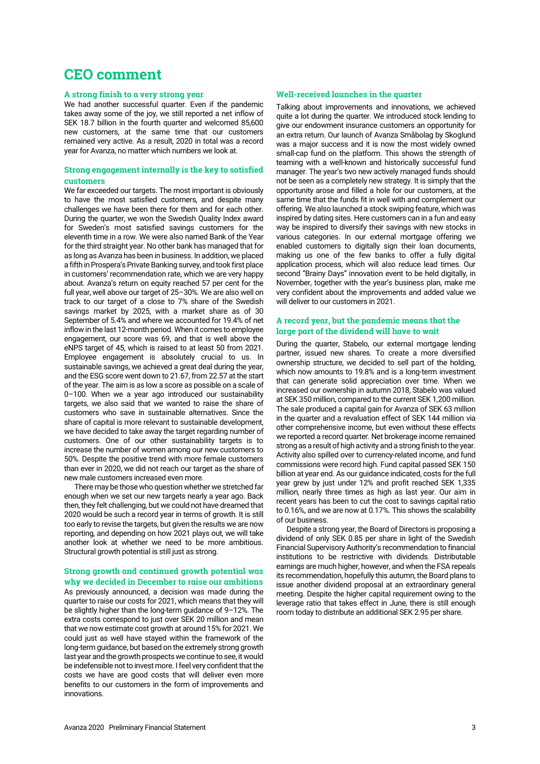# CEO comment

## A strong finish to a very strong year

We had another successful quarter. Even if the pandemic takes away some of the joy, we still reported a net inflow of SEK 18.7 billion in the fourth quarter and welcomed 85,600 new customers, at the same time that our customers remained very active. As a result, 2020 in total was a record year for Avanza, no matter which numbers we look at.

## Strong engagement internally is the key to satisfied customers

We far exceeded our targets. The most important is obviously to have the most satisfied customers, and despite many challenges we have been there for them and for each other. During the quarter, we won the Swedish Quality Index award for Sweden's most satisfied savings customers for the eleventh time in a row. We were also named Bank of the Year for the third straight year. No other bank has managed that for as long as Avanza has been in business. In addition, we placed a fifth in Prospera's Private Banking survey, and took first place in customers' recommendation rate, which we are very happy about. Avanza's return on equity reached 57 per cent for the full year, well above our target of 25–30%. We are also well on track to our target of a close to 7% share of the Swedish savings market by 2025, with a market share as of 30 September of 5.4% and where we accounted for 19.4% of net inflow in the last 12-month period. When it comes to employee engagement, our score was 69, and that is well above the eNPS target of 45, which is raised to at least 50 from 2021. Employee engagement is absolutely crucial to us. In sustainable savings, we achieved a great deal during the year, and the ESG score went down to 21.67, from 22.57 at the start of the year. The aim is as low a score as possible on a scale of 0–100. When we a year ago introduced our sustainability targets, we also said that we wanted to raise the share of customers who save in sustainable alternatives. Since the share of capital is more relevant to sustainable development, we have decided to take away the target regarding number of customers. One of our other sustainability targets is to increase the number of women among our new customers to 50%. Despite the positive trend with more female customers than ever in 2020, we did not reach our target as the share of new male customers increased even more.

There may be those who question whether we stretched far enough when we set our new targets nearly a year ago. Back then, they felt challenging, but we could not have dreamed that 2020 would be such a record year in terms of growth. It is still too early to revise the targets, but given the results we are now reporting, and depending on how 2021 plays out, we will take another look at whether we need to be more ambitious. Structural growth potential is still just as strong.

## Strong growth and continued growth potential was why we decided in December to raise our ambitions

As previously announced, a decision was made during the quarter to raise our costs for 2021, which means that they will be slightly higher than the long-term guidance of 9–12%. The extra costs correspond to just over SEK 20 million and mean that we now estimate cost growth at around 15% for 2021. We could just as well have stayed within the framework of the long-term guidance, but based on the extremely strong growth last year and the growth prospects we continue to see, it would be indefensible not to invest more. I feel very confident that the costs we have are good costs that will deliver even more benefits to our customers in the form of improvements and innovations.

## Well-received launches in the quarter

Talking about improvements and innovations, we achieved quite a lot during the quarter. We introduced stock lending to give our endowment insurance customers an opportunity for an extra return. Our launch of Avanza Småbolag by Skoglund was a major success and it is now the most widely owned small-cap fund on the platform. This shows the strength of teaming with a well-known and historically successful fund manager. The year's two new actively managed funds should not be seen as a completely new strategy. It is simply that the opportunity arose and filled a hole for our customers, at the same time that the funds fit in well with and complement our offering. We also launched a stock swiping feature, which was inspired by dating sites. Here customers can in a fun and easy way be inspired to diversify their savings with new stocks in various categories. In our external mortgage offering we enabled customers to digitally sign their loan documents, making us one of the few banks to offer a fully digital application process, which will also reduce lead times. Our second "Brainy Days" innovation event to be held digitally, in November, together with the year's business plan, make me very confident about the improvements and added value we will deliver to our customers in 2021.

## A record year, but the pandemic means that the large part of the dividend will have to wait

During the quarter, Stabelo, our external mortgage lending partner, issued new shares. To create a more diversified ownership structure, we decided to sell part of the holding, which now amounts to 19.8% and is a long-term investment that can generate solid appreciation over time. When we increased our ownership in autumn 2018, Stabelo was valued at SEK 350 million, compared to the current SEK 1,200 million. The sale produced a capital gain for Avanza of SEK 63 million in the quarter and a revaluation effect of SEK 144 million via other comprehensive income, but even without these effects we reported a record quarter. Net brokerage income remained strong as a result of high activity and a strong finish to the year. Activity also spilled over to currency-related income, and fund commissions were record high. Fund capital passed SEK 150 billion at year end. As our guidance indicated, costs for the full year grew by just under 12% and profit reached SEK 1,335 million, nearly three times as high as last year. Our aim in recent years has been to cut the cost to savings capital ratio to 0.16%, and we are now at 0.17%. This shows the scalability of our business.

Despite a strong year, the Board of Directors is proposing a dividend of only SEK 0.85 per share in light of the Swedish Financial Supervisory Authority's recommendation to financial institutions to be restrictive with dividends. Distributable earnings are much higher, however, and when the FSA repeals its recommendation, hopefully this autumn, the Board plans to issue another dividend proposal at an extraordinary general meeting. Despite the higher capital requirement owing to the leverage ratio that takes effect in June, there is still enough room today to distribute an additional SEK 2.95 per share.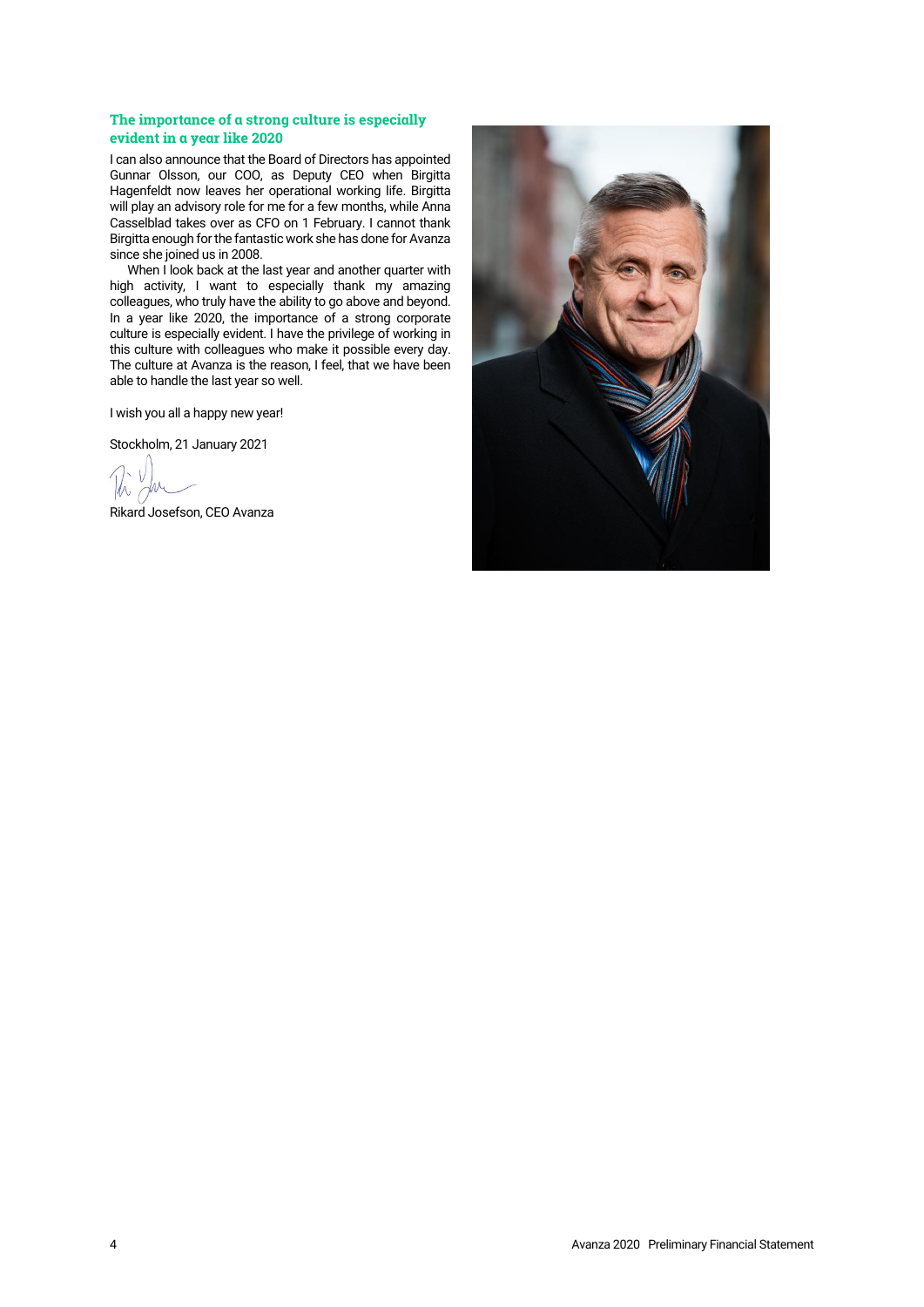### The importance of a strong culture is especially evident in a year like 2020

I can also announce that the Board of Directors has appointed Gunnar Olsson, our COO, as Deputy CEO when Birgitta Hagenfeldt now leaves her operational working life. Birgitta will play an advisory role for me for a few months, while Anna Casselblad takes over as CFO on 1 February. I cannot thank Birgitta enough for the fantastic work she has done for Avanza since she joined us in 2008.

When I look back at the last year and another quarter with high activity, I want to especially thank my amazing colleagues, who truly have the ability to go above and beyond. In a year like 2020, the importance of a strong corporate culture is especially evident. I have the privilege of working in this culture with colleagues who make it possible every day. The culture at Avanza is the reason, I feel, that we have been able to handle the last year so well.

I wish you all a happy new year!

Stockholm, 21 January 2021

Rikard Josefson, CEO Avanza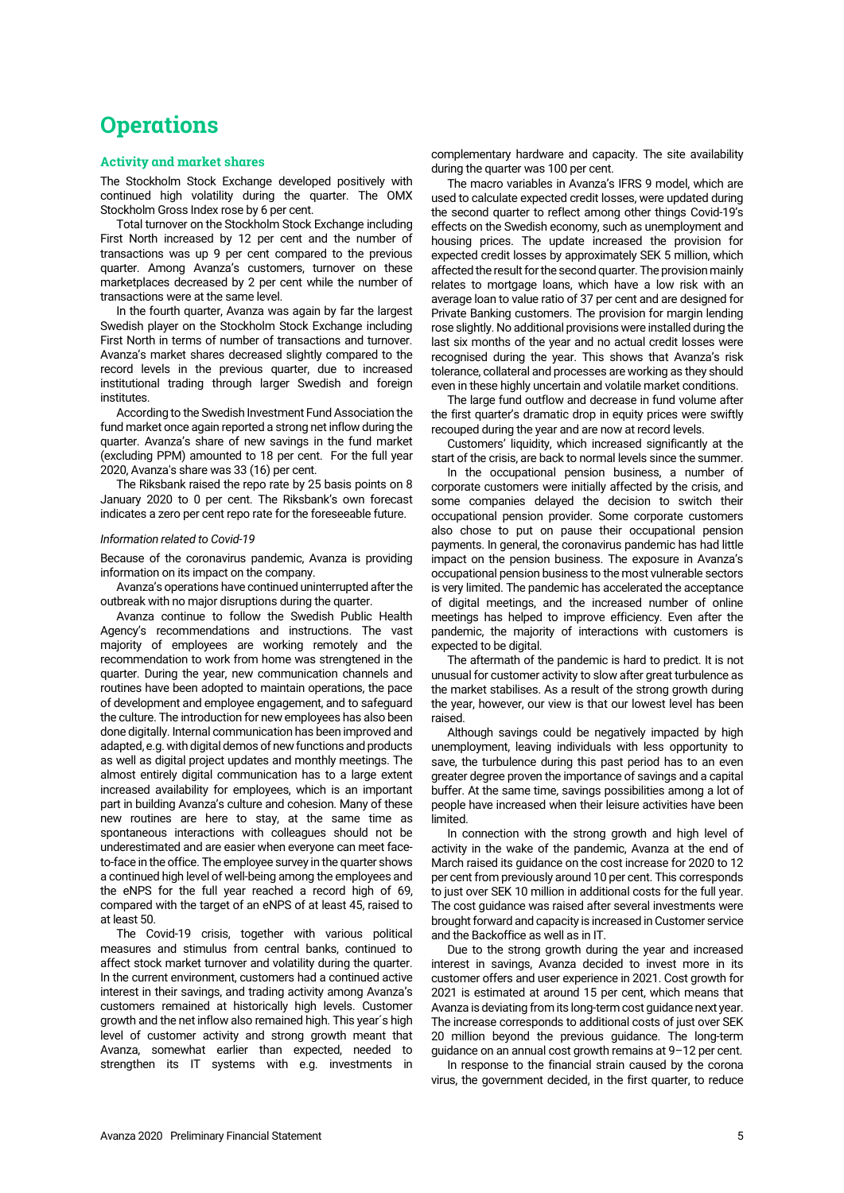# Operations

## Activity and market shares

The Stockholm Stock Exchange developed positively with continued high volatility during the quarter. The OMX Stockholm Gross Index rose by 6 per cent.

Total turnover on the Stockholm Stock Exchange including First North increased by 12 per cent and the number of transactions was up 9 per cent compared to the previous quarter. Among Avanza's customers, turnover on these marketplaces decreased by 2 per cent while the number of transactions were at the same level.

In the fourth quarter, Avanza was again by far the largest Swedish player on the Stockholm Stock Exchange including First North in terms of number of transactions and turnover. Avanza's market shares decreased slightly compared to the record levels in the previous quarter, due to increased institutional trading through larger Swedish and foreign institutes.

According to the Swedish Investment Fund Association the fund market once again reported a strong net inflow during the quarter. Avanza's share of new savings in the fund market (excluding PPM) amounted to 18 per cent. For the full year 2020, Avanza's share was 33 (16) per cent.

The Riksbank raised the repo rate by 25 basis points on 8 January 2020 to 0 per cent. The Riksbank's own forecast indicates a zero per cent repo rate for the foreseeable future.

*Information related to Covid-19*

Because of the coronavirus pandemic, Avanza is providing information on its impact on the company.

Avanza's operations have continued uninterrupted after the outbreak with no major disruptions during the quarter.

Avanza continue to follow the Swedish Public Health Agency's recommendations and instructions. The vast majority of employees are working remotely and the recommendation to work from home was strengthened in the quarter. During the year, new communication channels and routines have been adopted to maintain operations, the pace of development and employee engagement, and to safeguard the culture. The introduction for new employees has also been done digitally. Internal communication has been improved and adapted, e.g. with digital demos of new functions and products as well as digital project updates and monthly meetings. The almost entirely digital communication has to a large extent increased availability for employees, which is an important part in building Avanza's culture and cohesion. Many of these new routines are here to stay, at the same time as spontaneous interactions with colleagues should not be underestimated and are easier when everyone can meet face-to-face in the office. The employee survey in the quarter shows a continued high level of well-being among the employees and the eNPS for the full year reached a record high of 69, compared with the target of an eNPS of at least 45, raised to at least 50.

The Covid-19 crisis, together with various political measures and stimulus from central banks, continued to affect stock market turnover and volatility during the quarter. In the current environment, customers had a continued active interest in their savings, and trading activity among Avanza's customers remained at historically high levels. Customer growth and the net inflow also remained high. This year´s high level of customer activity and strong growth meant that Avanza, somewhat earlier than expected, needed to strengthen its IT systems with e.g. investments in complementary hardware and capacity. The site availability during the quarter was 100 per cent.

The macro variables in Avanza's IFRS 9 model, which are used to calculate expected credit losses, were updated during the second quarter to reflect among other things Covid-19's effects on the Swedish economy, such as unemployment and housing prices. The update increased the provision for expected credit losses by approximately SEK 5 million, which affected the result for the second quarter. The provision mainly relates to mortgage loans, which have a low risk with an average loan to value ratio of 37 per cent and are designed for Private Banking customers. The provision for margin lending rose slightly. No additional provisions were installed during the last six months of the year and no actual credit losses were recognised during the year. This shows that Avanza's risk tolerance, collateral and processes are working as they should even in these highly uncertain and volatile market conditions.

The large fund outflow and decrease in fund volume after the first quarter's dramatic drop in equity prices were swiftly recouped during the year and are now at record levels.

Customers' liquidity, which increased significantly at the start of the crisis, are back to normal levels since the summer.

In the occupational pension business, a number of corporate customers were initially affected by the crisis, and some companies delayed the decision to switch their occupational pension provider. Some corporate customers also chose to put on pause their occupational pension payments. In general, the coronavirus pandemic has had little impact on the pension business. The exposure in Avanza's occupational pension business to the most vulnerable sectors is very limited. The pandemic has accelerated the acceptance of digital meetings, and the increased number of online meetings has helped to improve efficiency. Even after the pandemic, the majority of interactions with customers is expected to be digital.

The aftermath of the pandemic is hard to predict. It is not unusual for customer activity to slow after great turbulence as the market stabilises. As a result of the strong growth during the year, however, our view is that our lowest level has been raised.

Although savings could be negatively impacted by high unemployment, leaving individuals with less opportunity to save, the turbulence during this past period has to an even greater degree proven the importance of savings and a capital buffer. At the same time, savings possibilities among a lot of people have increased when their leisure activities have been limited.

In connection with the strong growth and high level of activity in the wake of the pandemic, Avanza at the end of March raised its guidance on the cost increase for 2020 to 12 per cent from previously around 10 per cent. This corresponds to just over SEK 10 million in additional costs for the full year. The cost guidance was raised after several investments were brought forward and capacity is increased in Customer service and the Backoffice as well as in IT.

Due to the strong growth during the year and increased interest in savings, Avanza decided to invest more in its customer offers and user experience in 2021. Cost growth for 2021 is estimated at around 15 per cent, which means that Avanza is deviating from its long-term cost guidance next year. The increase corresponds to additional costs of just over SEK 20 million beyond the previous guidance. The long-term guidance on an annual cost growth remains at 9–12 per cent.

In response to the financial strain caused by the corona virus, the government decided, in the first quarter, to reduce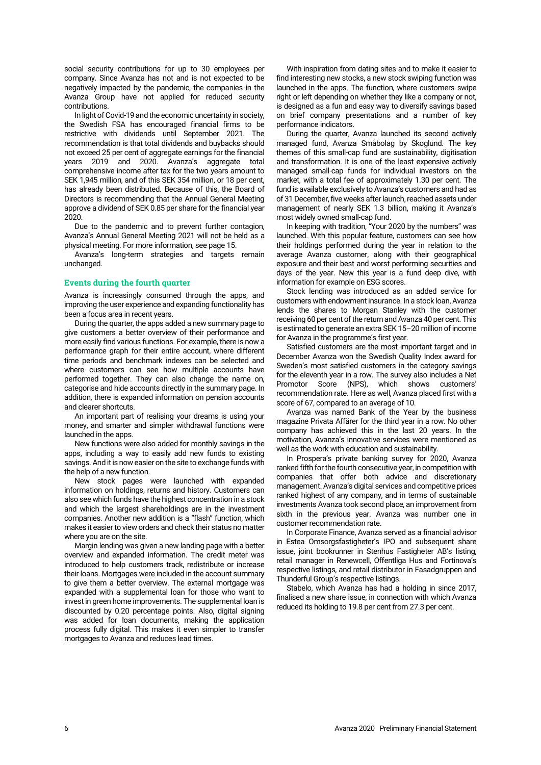social security contributions for up to 30 employees per company. Since Avanza has not and is not expected to be negatively impacted by the pandemic, the companies in the Avanza Group have not applied for reduced security contributions.

In light of Covid-19 and the economic uncertainty in society, the Swedish FSA has encouraged financial firms to be restrictive with dividends until September 2021. The recommendation is that total dividends and buybacks should not exceed 25 per cent of aggregate earnings for the financial years 2019 and 2020. Avanza's aggregate total comprehensive income after tax for the two years amount to SEK 1,945 million, and of this SEK 354 million, or 18 per cent, has already been distributed. Because of this, the Board of Directors is recommending that the Annual General Meeting approve a dividend of SEK 0.85 per share for the financial year 2020.

Due to the pandemic and to prevent further contagion, Avanza's Annual General Meeting 2021 will not be held as a physical meeting. For more information, see page 15.

Avanza's long-term strategies and targets remain unchanged.

### Events during the fourth quarter

Avanza is increasingly consumed through the apps, and improving the user experience and expanding functionality has been a focus area in recent years.

During the quarter, the apps added a new summary page to give customers a better overview of their performance and more easily find various functions. For example, there is now a performance graph for their entire account, where different time periods and benchmark indexes can be selected and where customers can see how multiple accounts have performed together. They can also change the name on, categorise and hide accounts directly in the summary page. In addition, there is expanded information on pension accounts and clearer shortcuts.

An important part of realising your dreams is using your money, and smarter and simpler withdrawal functions were launched in the apps.

New functions were also added for monthly savings in the apps, including a way to easily add new funds to existing savings. And it is now easier on the site to exchange funds with the help of a new function.

New stock pages were launched with expanded information on holdings, returns and history. Customers can also see which funds have the highest concentration in a stock and which the largest shareholdings are in the investment companies. Another new addition is a "flash" function, which makes it easier to view orders and check their status no matter where you are on the site.

Margin lending was given a new landing page with a better overview and expanded information. The credit meter was introduced to help customers track, redistribute or increase their loans. Mortgages were included in the account summary to give them a better overview. The external mortgage was expanded with a supplemental loan for those who want to invest in green home improvements. The supplemental loan is discounted by 0.20 percentage points. Also, digital signing was added for loan documents, making the application process fully digital. This makes it even simpler to transfer mortgages to Avanza and reduces lead times.

With inspiration from dating sites and to make it easier to find interesting new stocks, a new stock swiping function was launched in the apps. The function, where customers swipe right or left depending on whether they like a company or not, is designed as a fun and easy way to diversify savings based on brief company presentations and a number of key performance indicators.

During the quarter, Avanza launched its second actively managed fund, Avanza Småbolag by Skoglund. The key themes of this small-cap fund are sustainability, digitisation and transformation. It is one of the least expensive actively managed small-cap funds for individual investors on the market, with a total fee of approximately 1.30 per cent. The fund is available exclusively to Avanza's customers and had as of 31 December, five weeks after launch, reached assets under management of nearly SEK 1.3 billion, making it Avanza's most widely owned small-cap fund.

In keeping with tradition, "Your 2020 by the numbers" was launched. With this popular feature, customers can see how their holdings performed during the year in relation to the average Avanza customer, along with their geographical exposure and their best and worst performing securities and days of the year. New this year is a fund deep dive, with information for example on ESG scores.

Stock lending was introduced as an added service for customers with endowment insurance. In a stock loan, Avanza lends the shares to Morgan Stanley with the customer receiving 60 per cent of the return and Avanza 40 per cent. This is estimated to generate an extra SEK 15–20 million of income for Avanza in the programme's first year.

Satisfied customers are the most important target and in December Avanza won the Swedish Quality Index award for Sweden's most satisfied customers in the category savings for the eleventh year in a row. The survey also includes a Net Promotor Score (NPS), which shows customers' recommendation rate. Here as well, Avanza placed first with a score of 67, compared to an average of 10.

Avanza was named Bank of the Year by the business magazine Privata Affärer for the third year in a row. No other company has achieved this in the last 20 years. In the motivation, Avanza's innovative services were mentioned as well as the work with education and sustainability.

In Prospera's private banking survey for 2020, Avanza ranked fifth for the fourth consecutive year, in competition with companies that offer both advice and discretionary management. Avanza's digital services and competitive prices ranked highest of any company, and in terms of sustainable investments Avanza took second place, an improvement from sixth in the previous year. Avanza was number one in customer recommendation rate.

In Corporate Finance, Avanza served as a financial advisor in Estea Omsorgsfastigheter's IPO and subsequent share issue, joint bookrunner in Stenhus Fastigheter AB's listing, retail manager in Renewcell, Offentliga Hus and Fortinova's respective listings, and retail distributor in Fasadgruppen and Thunderful Group's respective listings.

Stabelo, which Avanza has had a holding in since 2017, finalised a new share issue, in connection with which Avanza reduced its holding to 19.8 per cent from 27.3 per cent.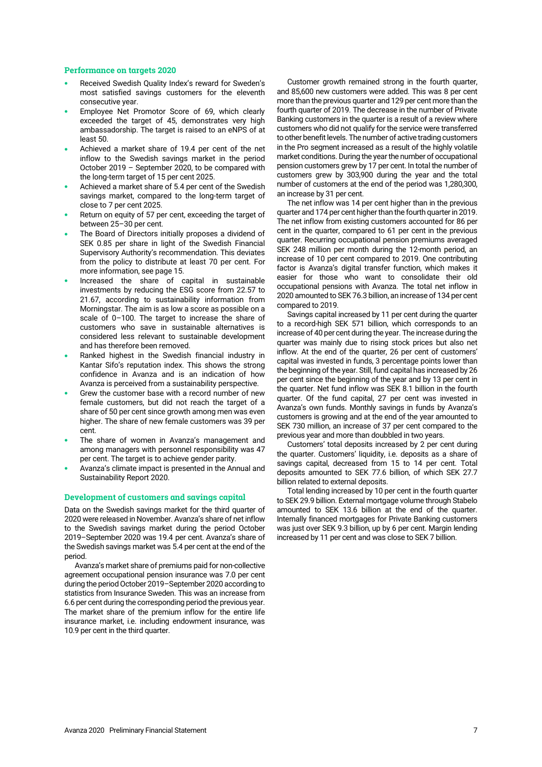## Performance on targets 2020

- Received Swedish Quality Index's reward for Sweden's most satisfied savings customers for the eleventh consecutive year.
- Employee Net Promotor Score of 69, which clearly exceeded the target of 45, demonstrates very high ambassadorship. The target is raised to an eNPS of at least 50.
- Achieved a market share of 19.4 per cent of the net inflow to the Swedish savings market in the period October 2019 – September 2020, to be compared with the long-term target of 15 per cent 2025.
- Achieved a market share of 5.4 per cent of the Swedish savings market, compared to the long-term target of close to 7 per cent 2025.
- Return on equity of 57 per cent, exceeding the target of between 25–30 per cent.
- The Board of Directors initially proposes a dividend of SEK 0.85 per share in light of the Swedish Financial Supervisory Authority's recommendation. This deviates from the policy to distribute at least 70 per cent. For more information, see page 15.
- Increased the share of capital in sustainable investments by reducing the ESG score from 22.57 to 21.67, according to sustainability information from Morningstar. The aim is as low a score as possible on a scale of 0–100. The target to increase the share of customers who save in sustainable alternatives is considered less relevant to sustainable development and has therefore been removed.
- Ranked highest in the Swedish financial industry in Kantar Sifo's reputation index. This shows the strong confidence in Avanza and is an indication of how Avanza is perceived from a sustainability perspective.
- Grew the customer base with a record number of new female customers, but did not reach the target of a share of 50 per cent since growth among men was even higher. The share of new female customers was 39 per cent.
- The share of women in Avanza's management and among managers with personnel responsibility was 47 per cent. The target is to achieve gender parity.
- Avanza's climate impact is presented in the Annual and Sustainability Report 2020.

## Development of customers and savings capital

Data on the Swedish savings market for the third quarter of 2020 were released in November. Avanza's share of net inflow to the Swedish savings market during the period October 2019–September 2020 was 19.4 per cent. Avanza's share of the Swedish savings market was 5.4 per cent at the end of the period.

Avanza's market share of premiums paid for non-collective agreement occupational pension insurance was 7.0 per cent during the period October 2019–September 2020 according to statistics from Insurance Sweden. This was an increase from 6.6 per cent during the corresponding period the previous year. The market share of the premium inflow for the entire life insurance market, i.e. including endowment insurance, was 10.9 per cent in the third quarter.

Customer growth remained strong in the fourth quarter, and 85,600 new customers were added. This was 8 per cent more than the previous quarter and 129 per cent more than the fourth quarter of 2019. The decrease in the number of Private Banking customers in the quarter is a result of a review where customers who did not qualify for the service were transferred to other benefit levels. The number of active trading customers in the Pro segment increased as a result of the highly volatile market conditions. During the year the number of occupational pension customers grew by 17 per cent. In total the number of customers grew by 303,900 during the year and the total number of customers at the end of the period was 1,280,300, an increase by 31 per cent.

The net inflow was 14 per cent higher than in the previous quarter and 174 per cent higher than the fourth quarter in 2019. The net inflow from existing customers accounted for 86 per cent in the quarter, compared to 61 per cent in the previous quarter. Recurring occupational pension premiums averaged SEK 248 million per month during the 12-month period, an increase of 10 per cent compared to 2019. One contributing factor is Avanza's digital transfer function, which makes it easier for those who want to consolidate their old occupational pensions with Avanza. The total net inflow in 2020 amounted to SEK 76.3 billion, an increase of 134 per cent compared to 2019.

Savings capital increased by 11 per cent during the quarter to a record-high SEK 571 billion, which corresponds to an increase of 40 per cent during the year. The increase during the quarter was mainly due to rising stock prices but also net inflow. At the end of the quarter, 26 per cent of customers' capital was invested in funds, 3 percentage points lower than the beginning of the year. Still, fund capital has increased by 26 per cent since the beginning of the year and by 13 per cent in the quarter. Net fund inflow was SEK 8.1 billion in the fourth quarter. Of the fund capital, 27 per cent was invested in Avanza's own funds. Monthly savings in funds by Avanza's customers is growing and at the end of the year amounted to SEK 730 million, an increase of 37 per cent compared to the previous year and more than doubbled in two years.

Customers' total deposits increased by 2 per cent during the quarter. Customers' liquidity, i.e. deposits as a share of savings capital, decreased from 15 to 14 per cent. Total deposits amounted to SEK 77.6 billion, of which SEK 27.7 billion related to external deposits.

Total lending increased by 10 per cent in the fourth quarter to SEK 29.9 billion. External mortgage volume through Stabelo amounted to SEK 13.6 billion at the end of the quarter. Internally financed mortgages for Private Banking customers was just over SEK 9.3 billion, up by 6 per cent. Margin lending increased by 11 per cent and was close to SEK 7 billion.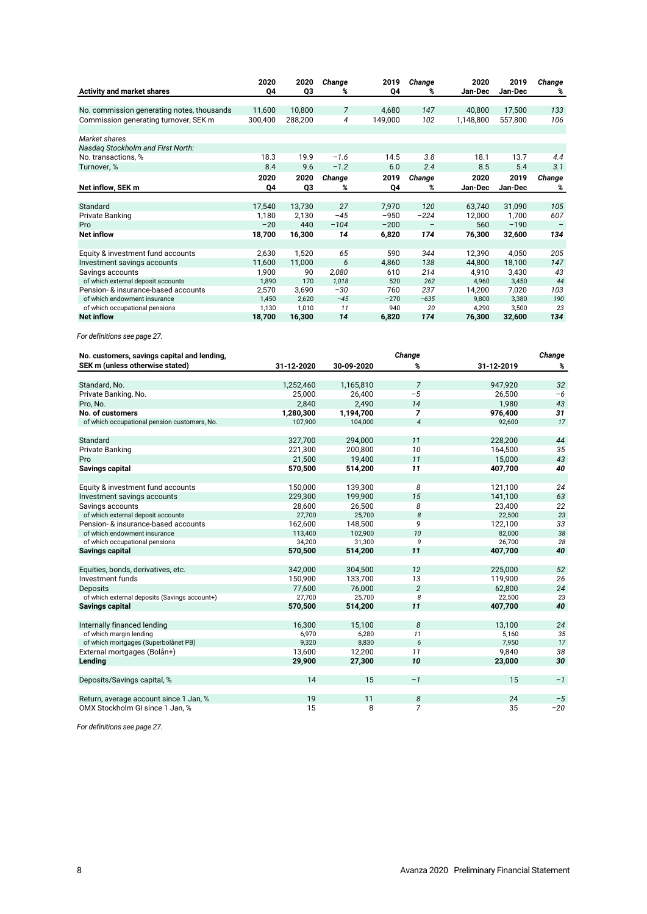| Activity and market shares | 2020 Q4 | 2020 Q3 | *Change %* | 2019 Q4 | *Change %* | 2020 Jan-Dec | 2019 Jan-Dec | *Change %* |
|---|---|---|---|---|---|---|---|---|
| No. commission generating notes, thousands | 11,600 | 10,800 | *7* | 4,680 | *147* | 40,800 | 17,500 | *133* |
| Commission generating turnover, SEK m | 300,400 | 288,200 | *4* | 149,000 | *102* | 1,148,800 | 557,800 | *106* |
| *Market shares* | | | | | | | | |
| *Nasdaq Stockholm and First North:* | | | | | | | | |
| No. transactions, % | 18.3 | 19.9 | *−1.6* | 14.5 | *3.8* | 18.1 | 13.7 | *4.4* |
| Turnover, % | 8.4 | 9.6 | *−1.2* | 6.0 | *2.4* | 8.5 | 5.4 | *3.1* |

| Net inflow, SEK m | 2020 Q4 | 2020 Q3 | *Change %* | 2019 Q4 | *Change %* | 2020 Jan-Dec | 2019 Jan-Dec | *Change %* |
|---|---|---|---|---|---|---|---|---|
| Standard | 17,540 | 13,730 | *27* | 7,970 | *120* | 63,740 | 31,090 | *105* |
| Private Banking | 1,180 | 2,130 | *−45* | −950 | *−224* | 12,000 | 1,700 | *607* |
| Pro | −20 | 440 | *−104* | −200 | *–* | 560 | −190 | *–* |
| **Net inflow** | **18,700** | **16,300** | ***14*** | **6,820** | ***174*** | **76,300** | **32,600** | ***134*** |
| Equity & investment fund accounts | 2,630 | 1,520 | *65* | 590 | *344* | 12,390 | 4,050 | *205* |
| Investment savings accounts | 11,600 | 11,000 | *6* | 4,860 | *138* | 44,800 | 18,100 | *147* |
| Savings accounts | 1,900 | 90 | *2,080* | 610 | *214* | 4,910 | 3,430 | *43* |
| of which external deposit accounts | 1,890 | 170 | *1,018* | 520 | *262* | 4,960 | 3,450 | *44* |
| Pension- & insurance-based accounts | 2,570 | 3,690 | *−30* | 760 | *237* | 14,200 | 7,020 | *103* |
| of which endowment insurance | 1,450 | 2,620 | *−45* | −270 | *−635* | 9,800 | 3,380 | *190* |
| of which occupational pensions | 1,130 | 1,010 | *11* | 940 | *20* | 4,290 | 3,500 | *23* |
| **Net inflow** | **18,700** | **16,300** | ***14*** | **6,820** | ***174*** | **76,300** | **32,600** | ***134*** |

*For definitions see page 27.*

| No. customers, savings capital and lending, SEK m (unless otherwise stated) | 31-12-2020 | 30-09-2020 | *Change %* | 31-12-2019 | *Change %* |
|---|---|---|---|---|---|
| Standard, No. | 1,252,460 | 1,165,810 | *7* | 947,920 | *32* |
| Private Banking, No. | 25,000 | 26,400 | *−5* | 26,500 | *−6* |
| Pro, No. | 2,840 | 2,490 | *14* | 1,980 | *43* |
| **No. of customers** | **1,280,300** | **1,194,700** | ***7*** | **976,400** | ***31*** |
| of which occupational pension customers, No. | 107,900 | 104,000 | *4* | 92,600 | *17* |
| Standard | 327,700 | 294,000 | *11* | 228,200 | *44* |
| Private Banking | 221,300 | 200,800 | *10* | 164,500 | *35* |
| Pro | 21,500 | 19,400 | *11* | 15,000 | *43* |
| **Savings capital** | **570,500** | **514,200** | ***11*** | **407,700** | ***40*** |
| Equity & investment fund accounts | 150,000 | 139,300 | *8* | 121,100 | *24* |
| Investment savings accounts | 229,300 | 199,900 | *15* | 141,100 | *63* |
| Savings accounts | 28,600 | 26,500 | *8* | 23,400 | *22* |
| of which external deposit accounts | 27,700 | 25,700 | *8* | 22,500 | *23* |
| Pension- & insurance-based accounts | 162,600 | 148,500 | *9* | 122,100 | *33* |
| of which endowment insurance | 113,400 | 102,900 | *10* | 82,000 | *38* |
| of which occupational pensions | 34,200 | 31,300 | *9* | 26,700 | *28* |
| **Savings capital** | **570,500** | **514,200** | ***11*** | **407,700** | ***40*** |
| Equities, bonds, derivatives, etc. | 342,000 | 304,500 | *12* | 225,000 | *52* |
| Investment funds | 150,900 | 133,700 | *13* | 119,900 | *26* |
| Deposits | 77,600 | 76,000 | *2* | 62,800 | *24* |
| of which external deposits (Savings account+) | 27,700 | 25,700 | *8* | 22,500 | *23* |
| **Savings capital** | **570,500** | **514,200** | ***11*** | **407,700** | ***40*** |
| Internally financed lending | 16,300 | 15,100 | *8* | 13,100 | *24* |
| of which margin lending | 6,970 | 6,280 | *11* | 5,160 | *35* |
| of which mortgages (Superbolånet PB) | 9,320 | 8,830 | *6* | 7,950 | *17* |
| External mortgages (Bolån+) | 13,600 | 12,200 | *11* | 9,840 | *38* |
| **Lending** | **29,900** | **27,300** | ***10*** | **23,000** | ***30*** |
| Deposits/Savings capital, % | 14 | 15 | *−1* | 15 | *−1* |
| Return, average account since 1 Jan, % | 19 | 11 | *8* | 24 | *−5* |
| OMX Stockholm GI since 1 Jan, % | 15 | 8 | *7* | 35 | *−20* |

*For definitions see page 27.*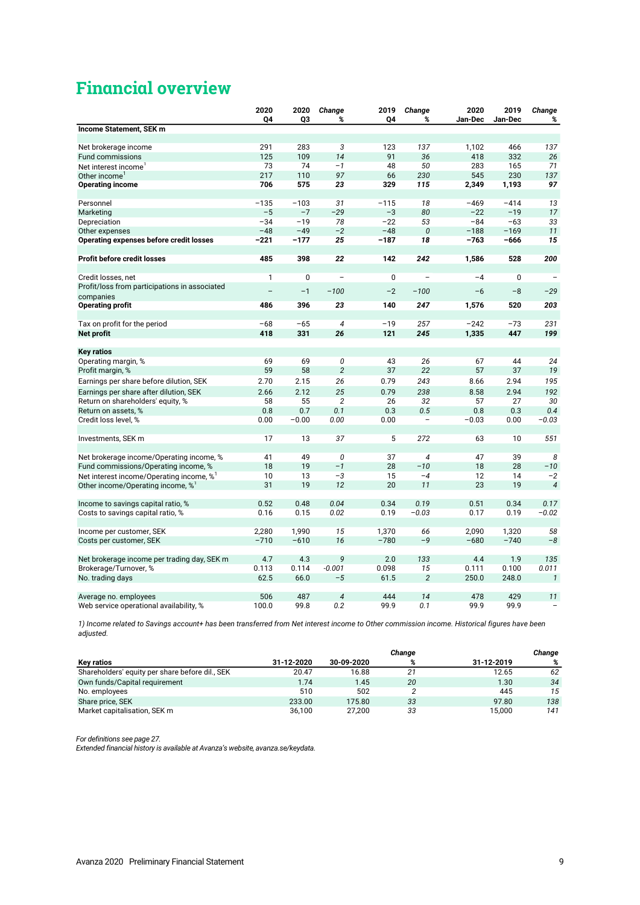# Financial overview

| | 2020 Q4 | 2020 Q3 | Change % | 2019 Q4 | Change % | 2020 Jan-Dec | 2019 Jan-Dec | Change % |
|---|---|---|---|---|---|---|---|---|
| **Income Statement, SEK m** | | | | | | | | |
| Net brokerage income | 291 | 283 | 3 | 123 | 137 | 1,102 | 466 | 137 |
| Fund commissions | 125 | 109 | 14 | 91 | 36 | 418 | 332 | 26 |
| Net interest income[1] | 73 | 74 | −1 | 48 | 50 | 283 | 165 | 71 |
| Other income[1] | 217 | 110 | 97 | 66 | 230 | 545 | 230 | 137 |
| **Operating income** | **706** | **575** | **23** | **329** | **115** | **2,349** | **1,193** | **97** |
| Personnel | −135 | −103 | 31 | −115 | 18 | −469 | −414 | 13 |
| Marketing | −5 | −7 | −29 | −3 | 80 | −22 | −19 | 17 |
| Depreciation | −34 | −19 | 78 | −22 | 53 | −84 | −63 | 33 |
| Other expenses | −48 | −49 | −2 | −48 | 0 | −188 | −169 | 11 |
| **Operating expenses before credit losses** | **−221** | **−177** | **25** | **−187** | **18** | **−763** | **−666** | **15** |
| **Profit before credit losses** | **485** | **398** | **22** | **142** | **242** | **1,586** | **528** | **200** |
| Credit losses, net | 1 | 0 | – | 0 | – | −4 | 0 | – |
| Profit/loss from participations in associated companies | – | −1 | −100 | −2 | −100 | −6 | −8 | −29 |
| **Operating profit** | **486** | **396** | **23** | **140** | **247** | **1,576** | **520** | **203** |
| Tax on profit for the period | −68 | −65 | 4 | −19 | 257 | −242 | −73 | 231 |
| **Net profit** | **418** | **331** | **26** | **121** | **245** | **1,335** | **447** | **199** |
| **Key ratios** | | | | | | | | |
| Operating margin, % | 69 | 69 | 0 | 43 | 26 | 67 | 44 | 24 |
| Profit margin, % | 59 | 58 | 2 | 37 | 22 | 57 | 37 | 19 |
| Earnings per share before dilution, SEK | 2.70 | 2.15 | 26 | 0.79 | 243 | 8.66 | 2.94 | 195 |
| Earnings per share after dilution, SEK | 2.66 | 2.12 | 25 | 0.79 | 238 | 8.58 | 2.94 | 192 |
| Return on shareholders' equity, % | 58 | 55 | 2 | 26 | 32 | 57 | 27 | 30 |
| Return on assets, % | 0.8 | 0.7 | 0.1 | 0.3 | 0.5 | 0.8 | 0.3 | 0.4 |
| Credit loss level, % | 0.00 | −0.00 | 0.00 | 0.00 | – | −0.03 | 0.00 | −0.03 |
| Investments, SEK m | 17 | 13 | 37 | 5 | 272 | 63 | 10 | 551 |
| Net brokerage income/Operating income, % | 41 | 49 | 0 | 37 | 4 | 47 | 39 | 8 |
| Fund commissions/Operating income, % | 18 | 19 | −1 | 28 | −10 | 18 | 28 | −10 |
| Net interest income/Operating income, %[1] | 10 | 13 | −3 | 15 | −4 | 12 | 14 | −2 |
| Other income/Operating income, %[1] | 31 | 19 | 12 | 20 | 11 | 23 | 19 | 4 |
| Income to savings capital ratio, % | 0.52 | 0.48 | 0.04 | 0.34 | 0.19 | 0.51 | 0.34 | 0.17 |
| Costs to savings capital ratio, % | 0.16 | 0.15 | 0.02 | 0.19 | −0.03 | 0.17 | 0.19 | −0.02 |
| Income per customer, SEK | 2,280 | 1,990 | 15 | 1,370 | 66 | 2,090 | 1,320 | 58 |
| Costs per customer, SEK | −710 | −610 | 16 | −780 | −9 | −680 | −740 | −8 |
| Net brokerage income per trading day, SEK m | 4.7 | 4.3 | 9 | 2.0 | 133 | 4.4 | 1.9 | 135 |
| Brokerage/Turnover, % | 0.113 | 0.114 | -0.001 | 0.098 | 15 | 0.111 | 0.100 | 0.011 |
| No. trading days | 62.5 | 66.0 | −5 | 61.5 | 2 | 250.0 | 248.0 | 1 |
| Average no. employees | 506 | 487 | 4 | 444 | 14 | 478 | 429 | 11 |
| Web service operational availability, % | 100.0 | 99.8 | 0.2 | 99.9 | 0.1 | 99.9 | 99.9 | – |

*1) Income related to Savings account+ has been transferred from Net interest income to Other commission income. Historical figures have been adjusted.*

| Key ratios | 31-12-2020 | 30-09-2020 | Change % | 31-12-2019 | Change % |
|---|---|---|---|---|---|
| Shareholders' equity per share before dil., SEK | 20.47 | 16.88 | 21 | 12.65 | 62 |
| Own funds/Capital requirement | 1.74 | 1.45 | 20 | 1.30 | 34 |
| No. employees | 510 | 502 | 2 | 445 | 15 |
| Share price, SEK | 233.00 | 175.80 | 33 | 97.80 | 138 |
| Market capitalisation, SEK m | 36,100 | 27,200 | 33 | 15,000 | 141 |

*For definitions see page 27.*
*Extended financial history is available at Avanza's website, avanza.se/keydata.*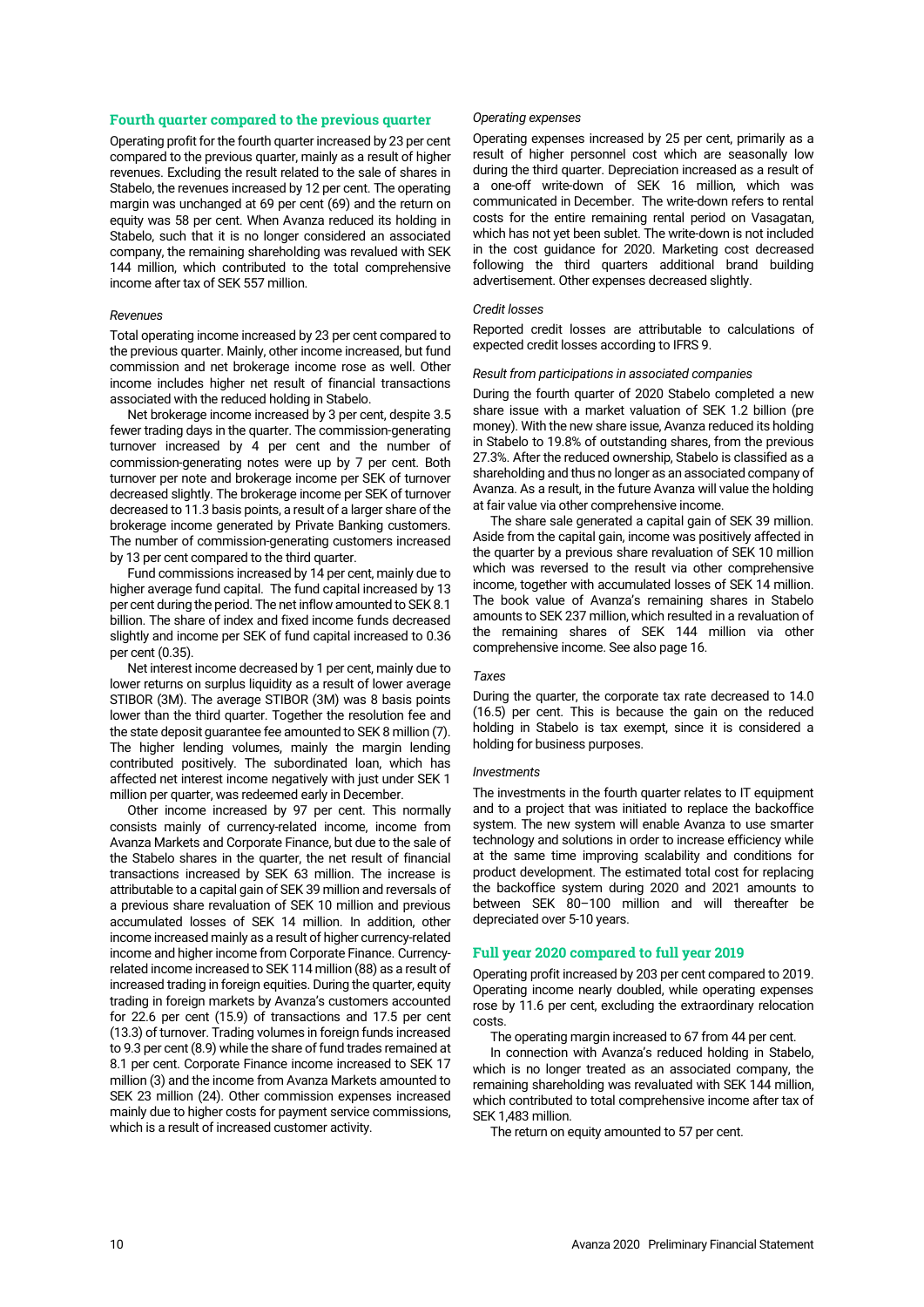## Fourth quarter compared to the previous quarter

Operating profit for the fourth quarter increased by 23 per cent compared to the previous quarter, mainly as a result of higher revenues. Excluding the result related to the sale of shares in Stabelo, the revenues increased by 12 per cent. The operating margin was unchanged at 69 per cent (69) and the return on equity was 58 per cent. When Avanza reduced its holding in Stabelo, such that it is no longer considered an associated company, the remaining shareholding was revalued with SEK 144 million, which contributed to the total comprehensive income after tax of SEK 557 million.

*Revenues*

Total operating income increased by 23 per cent compared to the previous quarter. Mainly, other income increased, but fund commission and net brokerage income rose as well. Other income includes higher net result of financial transactions associated with the reduced holding in Stabelo.

Net brokerage income increased by 3 per cent, despite 3.5 fewer trading days in the quarter. The commission-generating turnover increased by 4 per cent and the number of commission-generating notes were up by 7 per cent. Both turnover per note and brokerage income per SEK of turnover decreased slightly. The brokerage income per SEK of turnover decreased to 11.3 basis points, a result of a larger share of the brokerage income generated by Private Banking customers. The number of commission-generating customers increased by 13 per cent compared to the third quarter.

Fund commissions increased by 14 per cent, mainly due to higher average fund capital. The fund capital increased by 13 per cent during the period. The net inflow amounted to SEK 8.1 billion. The share of index and fixed income funds decreased slightly and income per SEK of fund capital increased to 0.36 per cent (0.35).

Net interest income decreased by 1 per cent, mainly due to lower returns on surplus liquidity as a result of lower average STIBOR (3M). The average STIBOR (3M) was 8 basis points lower than the third quarter. Together the resolution fee and the state deposit guarantee fee amounted to SEK 8 million (7). The higher lending volumes, mainly the margin lending contributed positively. The subordinated loan, which has affected net interest income negatively with just under SEK 1 million per quarter, was redeemed early in December.

Other income increased by 97 per cent. This normally consists mainly of currency-related income, income from Avanza Markets and Corporate Finance, but due to the sale of the Stabelo shares in the quarter, the net result of financial transactions increased by SEK 63 million. The increase is attributable to a capital gain of SEK 39 million and reversals of a previous share revaluation of SEK 10 million and previous accumulated losses of SEK 14 million. In addition, other income increased mainly as a result of higher currency-related income and higher income from Corporate Finance. Currency-related income increased to SEK 114 million (88) as a result of increased trading in foreign equities. During the quarter, equity trading in foreign markets by Avanza's customers accounted for 22.6 per cent (15.9) of transactions and 17.5 per cent (13.3) of turnover. Trading volumes in foreign funds increased to 9.3 per cent (8.9) while the share of fund trades remained at 8.1 per cent. Corporate Finance income increased to SEK 17 million (3) and the income from Avanza Markets amounted to SEK 23 million (24). Other commission expenses increased mainly due to higher costs for payment service commissions, which is a result of increased customer activity.

*Operating expenses*

Operating expenses increased by 25 per cent, primarily as a result of higher personnel cost which are seasonally low during the third quarter. Depreciation increased as a result of a one-off write-down of SEK 16 million, which was communicated in December. The write-down refers to rental costs for the entire remaining rental period on Vasagatan, which has not yet been sublet. The write-down is not included in the cost guidance for 2020. Marketing cost decreased following the third quarters additional brand building advertisement. Other expenses decreased slightly.

*Credit losses*

Reported credit losses are attributable to calculations of expected credit losses according to IFRS 9.

*Result from participations in associated companies*

During the fourth quarter of 2020 Stabelo completed a new share issue with a market valuation of SEK 1.2 billion (pre money). With the new share issue, Avanza reduced its holding in Stabelo to 19.8% of outstanding shares, from the previous 27.3%. After the reduced ownership, Stabelo is classified as a shareholding and thus no longer as an associated company of Avanza. As a result, in the future Avanza will value the holding at fair value via other comprehensive income.

The share sale generated a capital gain of SEK 39 million. Aside from the capital gain, income was positively affected in the quarter by a previous share revaluation of SEK 10 million which was reversed to the result via other comprehensive income, together with accumulated losses of SEK 14 million. The book value of Avanza's remaining shares in Stabelo amounts to SEK 237 million, which resulted in a revaluation of the remaining shares of SEK 144 million via other comprehensive income. See also page 16.

*Taxes*

During the quarter, the corporate tax rate decreased to 14.0 (16.5) per cent. This is because the gain on the reduced holding in Stabelo is tax exempt, since it is considered a holding for business purposes.

*Investments*

The investments in the fourth quarter relates to IT equipment and to a project that was initiated to replace the backoffice system. The new system will enable Avanza to use smarter technology and solutions in order to increase efficiency while at the same time improving scalability and conditions for product development. The estimated total cost for replacing the backoffice system during 2020 and 2021 amounts to between SEK 80–100 million and will thereafter be depreciated over 5-10 years.

## Full year 2020 compared to full year 2019

Operating profit increased by 203 per cent compared to 2019. Operating income nearly doubled, while operating expenses rose by 11.6 per cent, excluding the extraordinary relocation costs.

The operating margin increased to 67 from 44 per cent.

In connection with Avanza's reduced holding in Stabelo, which is no longer treated as an associated company, the remaining shareholding was revaluated with SEK 144 million, which contributed to total comprehensive income after tax of SEK 1,483 million.

The return on equity amounted to 57 per cent.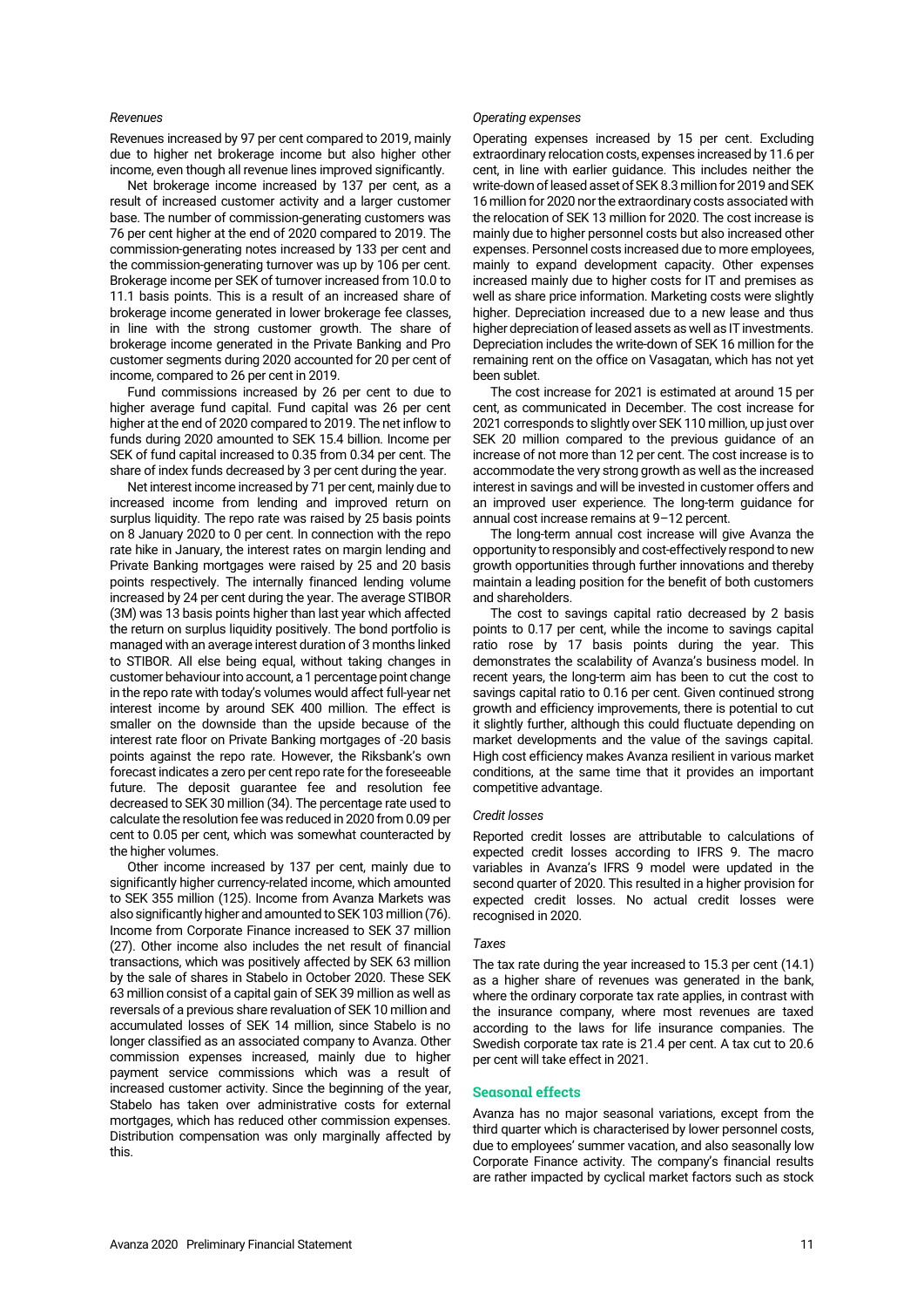*Revenues*

Revenues increased by 97 per cent compared to 2019, mainly due to higher net brokerage income but also higher other income, even though all revenue lines improved significantly.

Net brokerage income increased by 137 per cent, as a result of increased customer activity and a larger customer base. The number of commission-generating customers was 76 per cent higher at the end of 2020 compared to 2019. The commission-generating notes increased by 133 per cent and the commission-generating turnover was up by 106 per cent. Brokerage income per SEK of turnover increased from 10.0 to 11.1 basis points. This is a result of an increased share of brokerage income generated in lower brokerage fee classes, in line with the strong customer growth. The share of brokerage income generated in the Private Banking and Pro customer segments during 2020 accounted for 20 per cent of income, compared to 26 per cent in 2019.

Fund commissions increased by 26 per cent to due to higher average fund capital. Fund capital was 26 per cent higher at the end of 2020 compared to 2019. The net inflow to funds during 2020 amounted to SEK 15.4 billion. Income per SEK of fund capital increased to 0.35 from 0.34 per cent. The share of index funds decreased by 3 per cent during the year.

Net interest income increased by 71 per cent, mainly due to increased income from lending and improved return on surplus liquidity. The repo rate was raised by 25 basis points on 8 January 2020 to 0 per cent. In connection with the repo rate hike in January, the interest rates on margin lending and Private Banking mortgages were raised by 25 and 20 basis points respectively. The internally financed lending volume increased by 24 per cent during the year. The average STIBOR (3M) was 13 basis points higher than last year which affected the return on surplus liquidity positively. The bond portfolio is managed with an average interest duration of 3 months linked to STIBOR. All else being equal, without taking changes in customer behaviour into account, a 1 percentage point change in the repo rate with today's volumes would affect full-year net interest income by around SEK 400 million. The effect is smaller on the downside than the upside because of the interest rate floor on Private Banking mortgages of -20 basis points against the repo rate. However, the Riksbank's own forecast indicates a zero per cent repo rate for the foreseeable future. The deposit guarantee fee and resolution fee decreased to SEK 30 million (34). The percentage rate used to calculate the resolution fee was reduced in 2020 from 0.09 per cent to 0.05 per cent, which was somewhat counteracted by the higher volumes.

Other income increased by 137 per cent, mainly due to significantly higher currency-related income, which amounted to SEK 355 million (125). Income from Avanza Markets was also significantly higher and amounted to SEK 103 million (76). Income from Corporate Finance increased to SEK 37 million (27). Other income also includes the net result of financial transactions, which was positively affected by SEK 63 million by the sale of shares in Stabelo in October 2020. These SEK 63 million consist of a capital gain of SEK 39 million as well as reversals of a previous share revaluation of SEK 10 million and accumulated losses of SEK 14 million, since Stabelo is no longer classified as an associated company to Avanza. Other commission expenses increased, mainly due to higher payment service commissions which was a result of increased customer activity. Since the beginning of the year, Stabelo has taken over administrative costs for external mortgages, which has reduced other commission expenses. Distribution compensation was only marginally affected by this.

*Operating expenses*

Operating expenses increased by 15 per cent. Excluding extraordinary relocation costs, expenses increased by 11.6 per cent, in line with earlier guidance. This includes neither the write-down of leased asset of SEK 8.3 million for 2019 and SEK 16 million for 2020 nor the extraordinary costs associated with the relocation of SEK 13 million for 2020. The cost increase is mainly due to higher personnel costs but also increased other expenses. Personnel costs increased due to more employees, mainly to expand development capacity. Other expenses increased mainly due to higher costs for IT and premises as well as share price information. Marketing costs were slightly higher. Depreciation increased due to a new lease and thus higher depreciation of leased assets as well as IT investments. Depreciation includes the write-down of SEK 16 million for the remaining rent on the office on Vasagatan, which has not yet been sublet.

The cost increase for 2021 is estimated at around 15 per cent, as communicated in December. The cost increase for 2021 corresponds to slightly over SEK 110 million, up just over SEK 20 million compared to the previous guidance of an increase of not more than 12 per cent. The cost increase is to accommodate the very strong growth as well as the increased interest in savings and will be invested in customer offers and an improved user experience. The long-term guidance for annual cost increase remains at 9–12 percent.

The long-term annual cost increase will give Avanza the opportunity to responsibly and cost-effectively respond to new growth opportunities through further innovations and thereby maintain a leading position for the benefit of both customers and shareholders.

The cost to savings capital ratio decreased by 2 basis points to 0.17 per cent, while the income to savings capital ratio rose by 17 basis points during the year. This demonstrates the scalability of Avanza's business model. In recent years, the long-term aim has been to cut the cost to savings capital ratio to 0.16 per cent. Given continued strong growth and efficiency improvements, there is potential to cut it slightly further, although this could fluctuate depending on market developments and the value of the savings capital. High cost efficiency makes Avanza resilient in various market conditions, at the same time that it provides an important competitive advantage.

*Credit losses*

Reported credit losses are attributable to calculations of expected credit losses according to IFRS 9. The macro variables in Avanza's IFRS 9 model were updated in the second quarter of 2020. This resulted in a higher provision for expected credit losses. No actual credit losses were recognised in 2020.

*Taxes*

The tax rate during the year increased to 15.3 per cent (14.1) as a higher share of revenues was generated in the bank, where the ordinary corporate tax rate applies, in contrast with the insurance company, where most revenues are taxed according to the laws for life insurance companies. The Swedish corporate tax rate is 21.4 per cent. A tax cut to 20.6 per cent will take effect in 2021.

## Seasonal effects

Avanza has no major seasonal variations, except from the third quarter which is characterised by lower personnel costs, due to employees' summer vacation, and also seasonally low Corporate Finance activity. The company's financial results are rather impacted by cyclical market factors such as stock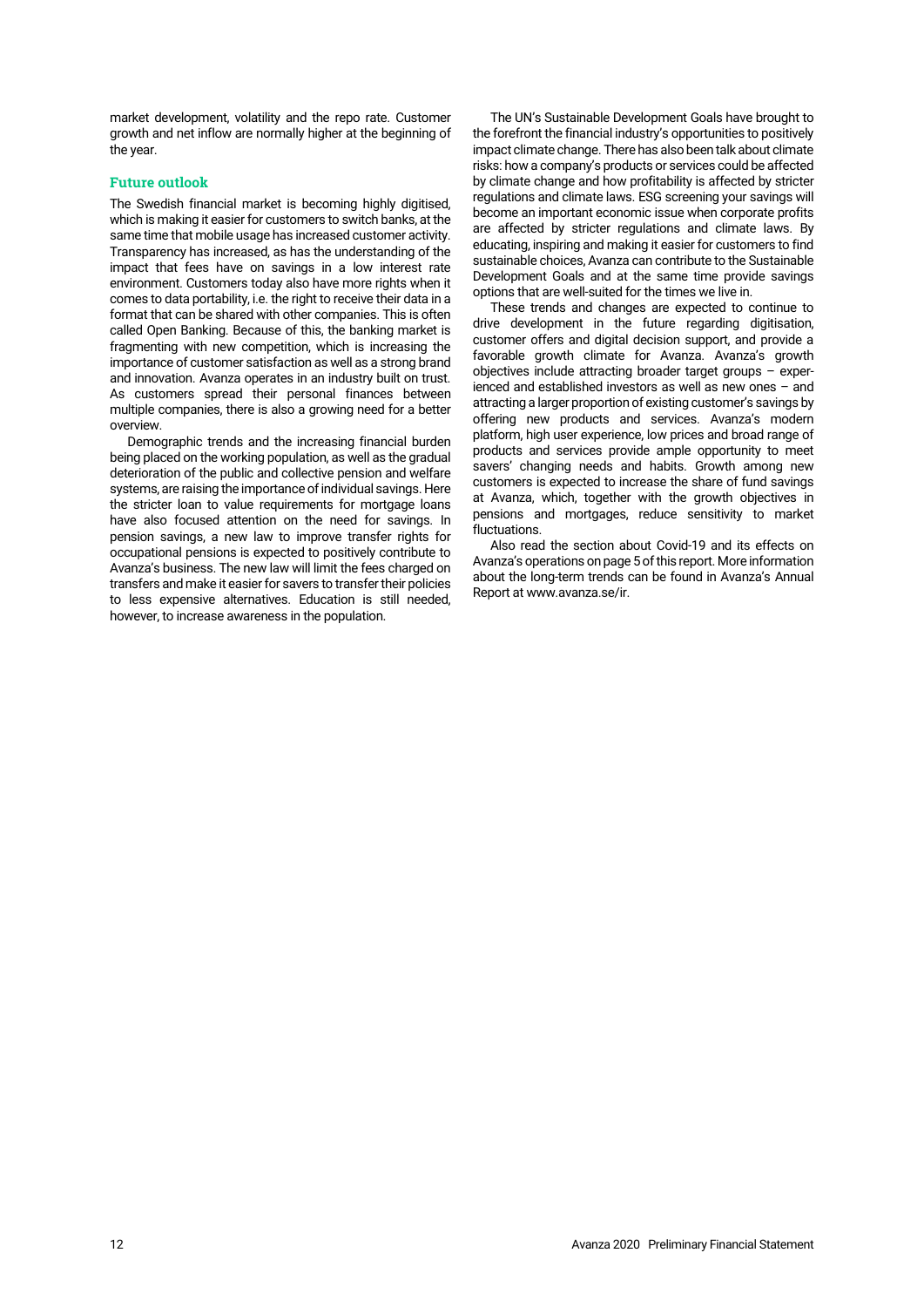market development, volatility and the repo rate. Customer growth and net inflow are normally higher at the beginning of the year.

### Future outlook

The Swedish financial market is becoming highly digitised, which is making it easier for customers to switch banks, at the same time that mobile usage has increased customer activity. Transparency has increased, as has the understanding of the impact that fees have on savings in a low interest rate environment. Customers today also have more rights when it comes to data portability, i.e. the right to receive their data in a format that can be shared with other companies. This is often called Open Banking. Because of this, the banking market is fragmenting with new competition, which is increasing the importance of customer satisfaction as well as a strong brand and innovation. Avanza operates in an industry built on trust. As customers spread their personal finances between multiple companies, there is also a growing need for a better overview.

Demographic trends and the increasing financial burden being placed on the working population, as well as the gradual deterioration of the public and collective pension and welfare systems, are raising the importance of individual savings. Here the stricter loan to value requirements for mortgage loans have also focused attention on the need for savings. In pension savings, a new law to improve transfer rights for occupational pensions is expected to positively contribute to Avanza's business. The new law will limit the fees charged on transfers and make it easier for savers to transfer their policies to less expensive alternatives. Education is still needed, however, to increase awareness in the population.

The UN's Sustainable Development Goals have brought to the forefront the financial industry's opportunities to positively impact climate change. There has also been talk about climate risks: how a company's products or services could be affected by climate change and how profitability is affected by stricter regulations and climate laws. ESG screening your savings will become an important economic issue when corporate profits are affected by stricter regulations and climate laws. By educating, inspiring and making it easier for customers to find sustainable choices, Avanza can contribute to the Sustainable Development Goals and at the same time provide savings options that are well-suited for the times we live in.

These trends and changes are expected to continue to drive development in the future regarding digitisation, customer offers and digital decision support, and provide a favorable growth climate for Avanza. Avanza's growth objectives include attracting broader target groups – experienced and established investors as well as new ones – and attracting a larger proportion of existing customer's savings by offering new products and services. Avanza's modern platform, high user experience, low prices and broad range of products and services provide ample opportunity to meet savers' changing needs and habits. Growth among new customers is expected to increase the share of fund savings at Avanza, which, together with the growth objectives in pensions and mortgages, reduce sensitivity to market fluctuations.

Also read the section about Covid-19 and its effects on Avanza's operations on page 5 of this report. More information about the long-term trends can be found in Avanza's Annual Report at www.avanza.se/ir.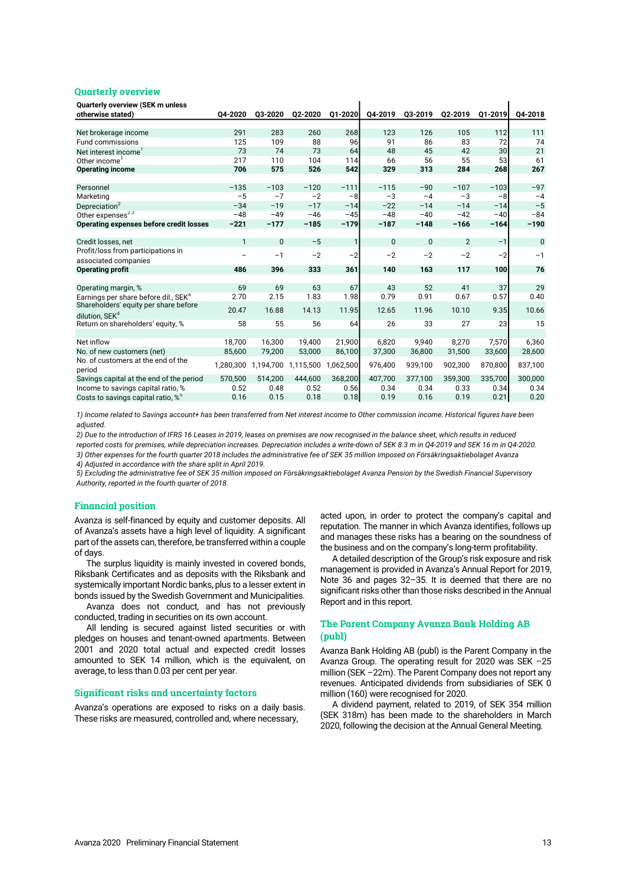## Quarterly overview

| Quarterly overview (SEK m unless otherwise stated) | Q4-2020 | Q3-2020 | Q2-2020 | Q1-2020 | Q4-2019 | Q3-2019 | Q2-2019 | Q1-2019 | Q4-2018 |
|---|---|---|---|---|---|---|---|---|---|
| Net brokerage income | 291 | 283 | 260 | 268 | 123 | 126 | 105 | 112 | 111 |
| Fund commissions | 125 | 109 | 88 | 96 | 91 | 86 | 83 | 72 | 74 |
| Net interest income[1] | 73 | 74 | 73 | 64 | 48 | 45 | 42 | 30 | 21 |
| Other income[1] | 217 | 110 | 104 | 114 | 66 | 56 | 55 | 53 | 61 |
| **Operating income** | **706** | **575** | **526** | **542** | **329** | **313** | **284** | **268** | **267** |
| | | | | | | | | | |
| Personnel | −135 | −103 | −120 | −111 | −115 | −90 | −107 | −103 | −97 |
| Marketing | −5 | −7 | −2 | −8 | −3 | −4 | −3 | −8 | −4 |
| Depreciation[2] | −34 | −19 | −17 | −14 | −22 | −14 | −14 | −14 | −5 |
| Other expenses[2,3] | −48 | −49 | −46 | −45 | −48 | −40 | −42 | −40 | −84 |
| **Operating expenses before credit losses** | **−221** | **−177** | **−185** | **−179** | **−187** | **−148** | **−166** | **−164** | **−190** |
| | | | | | | | | | |
| Credit losses, net | 1 | 0 | −5 | 1 | 0 | 0 | 2 | −1 | 0 |
| Profit/loss from participations in associated companies | – | −1 | −2 | −2 | −2 | −2 | −2 | −2 | −1 |
| **Operating profit** | **486** | **396** | **333** | **361** | **140** | **163** | **117** | **100** | **76** |
| | | | | | | | | | |
| Operating margin, % | 69 | 69 | 63 | 67 | 43 | 52 | 41 | 37 | 29 |
| Earnings per share before dil., SEK[4] | 2.70 | 2.15 | 1.83 | 1.98 | 0.79 | 0.91 | 0.67 | 0.57 | 0.40 |
| Shareholders' equity per share before dilution, SEK[4] | 20.47 | 16.88 | 14.13 | 11.95 | 12.65 | 11.96 | 10.10 | 9.35 | 10.66 |
| Return on shareholders' equity, % | 58 | 55 | 56 | 64 | 26 | 33 | 27 | 23 | 15 |
| | | | | | | | | | |
| Net inflow | 18,700 | 16,300 | 19,400 | 21,900 | 6,820 | 9,940 | 8,270 | 7,570 | 6,360 |
| No. of new customers (net) | 85,600 | 79,200 | 53,000 | 86,100 | 37,300 | 36,800 | 31,500 | 33,600 | 28,600 |
| No. of customers at the end of the period | 1,280,300 | 1,194,700 | 1,115,500 | 1,062,500 | 976,400 | 939,100 | 902,300 | 870,800 | 837,100 |
| Savings capital at the end of the period | 570,500 | 514,200 | 444,600 | 368,200 | 407,700 | 377,100 | 359,300 | 335,700 | 300,000 |
| Income to savings capital ratio, % | 0.52 | 0.48 | 0.52 | 0.56 | 0.34 | 0.34 | 0.33 | 0.34 | 0.34 |
| Costs to savings capital ratio, %[5] | 0.16 | 0.15 | 0.18 | 0.18 | 0.19 | 0.16 | 0.19 | 0.21 | 0.20 |

*1) Income related to Savings account+ has been transferred from Net interest income to Other commission income. Historical figures have been adjusted.*

*2) Due to the introduction of IFRS 16 Leases in 2019, leases on premises are now recognised in the balance sheet, which results in reduced reported costs for premises, while depreciation increases. Depreciation includes a write-down of SEK 8.3 m in Q4-2019 and SEK 16 m in Q4-2020.*

*3) Other expenses for the fourth quarter 2018 includes the administrative fee of SEK 35 million imposed on Försäkringsaktiebolaget Avanza*

*4) Adjusted in accordance with the share split in April 2019.*

*5) Excluding the administrative fee of SEK 35 million imposed on Försäkringsaktiebolaget Avanza Pension by the Swedish Financial Supervisory Authority, reported in the fourth quarter of 2018.*

## Financial position

Avanza is self-financed by equity and customer deposits. All of Avanza's assets have a high level of liquidity. A significant part of the assets can, therefore, be transferred within a couple of days.

The surplus liquidity is mainly invested in covered bonds, Riksbank Certificates and as deposits with the Riksbank and systemically important Nordic banks, plus to a lesser extent in bonds issued by the Swedish Government and Municipalities.

Avanza does not conduct, and has not previously conducted, trading in securities on its own account.

All lending is secured against listed securities or with pledges on houses and tenant-owned apartments. Between 2001 and 2020 total actual and expected credit losses amounted to SEK 14 million, which is the equivalent, on average, to less than 0.03 per cent per year.

## Significant risks and uncertainty factors

Avanza's operations are exposed to risks on a daily basis. These risks are measured, controlled and, where necessary, acted upon, in order to protect the company's capital and reputation. The manner in which Avanza identifies, follows up and manages these risks has a bearing on the soundness of the business and on the company's long-term profitability.

A detailed description of the Group's risk exposure and risk management is provided in Avanza's Annual Report for 2019, Note 36 and pages 32–35. It is deemed that there are no significant risks other than those risks described in the Annual Report and in this report.

## The Parent Company Avanza Bank Holding AB (publ)

Avanza Bank Holding AB (publ) is the Parent Company in the Avanza Group. The operating result for 2020 was SEK −25 million (SEK −22m). The Parent Company does not report any revenues. Anticipated dividends from subsidiaries of SEK 0 million (160) were recognised for 2020.

A dividend payment, related to 2019, of SEK 354 million (SEK 318m) has been made to the shareholders in March 2020, following the decision at the Annual General Meeting.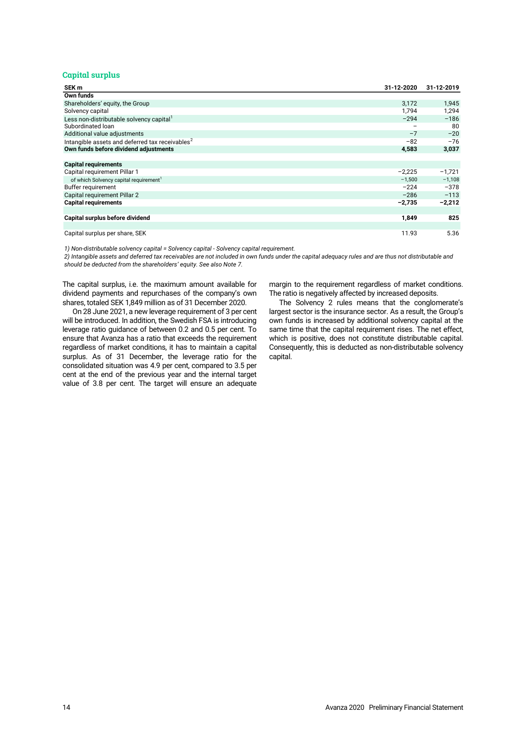## Capital surplus

| SEK m | 31-12-2020 | 31-12-2019 |
|---|---|---|
| **Own funds** | | |
| Shareholders' equity, the Group | 3,172 | 1,945 |
| Solvency capital | 1,794 | 1,294 |
| Less non-distributable solvency capital[1] | −294 | −186 |
| Subordinated loan | – | 80 |
| Additional value adjustments | −7 | −20 |
| Intangible assets and deferred tax receivables[2] | −82 | −76 |
| **Own funds before dividend adjustments** | **4,583** | **3,037** |
| | | |
| **Capital requirements** | | |
| Capital requirement Pillar 1 | −2,225 | −1,721 |
| of which Solvency capital requirement[1] | −1,500 | −1,108 |
| Buffer requirement | −224 | −378 |
| Capital requirement Pillar 2 | −286 | −113 |
| **Capital requirements** | **−2,735** | **−2,212** |
| | | |
| **Capital surplus before dividend** | **1,849** | **825** |
| | | |
| Capital surplus per share, SEK | 11.93 | 5.36 |

*1) Non-distributable solvency capital = Solvency capital - Solvency capital requirement.*
*2) Intangible assets and deferred tax receivables are not included in own funds under the capital adequacy rules and are thus not distributable and should be deducted from the shareholders' equity. See also Note 7.*

The capital surplus, i.e. the maximum amount available for dividend payments and repurchases of the company's own shares, totaled SEK 1,849 million as of 31 December 2020.

On 28 June 2021, a new leverage requirement of 3 per cent will be introduced. In addition, the Swedish FSA is introducing leverage ratio guidance of between 0.2 and 0.5 per cent. To ensure that Avanza has a ratio that exceeds the requirement regardless of market conditions, it has to maintain a capital surplus. As of 31 December, the leverage ratio for the consolidated situation was 4.9 per cent, compared to 3.5 per cent at the end of the previous year and the internal target value of 3.8 per cent. The target will ensure an adequate margin to the requirement regardless of market conditions. The ratio is negatively affected by increased deposits.

The Solvency 2 rules means that the conglomerate's largest sector is the insurance sector. As a result, the Group's own funds is increased by additional solvency capital at the same time that the capital requirement rises. The net effect, which is positive, does not constitute distributable capital. Consequently, this is deducted as non-distributable solvency capital.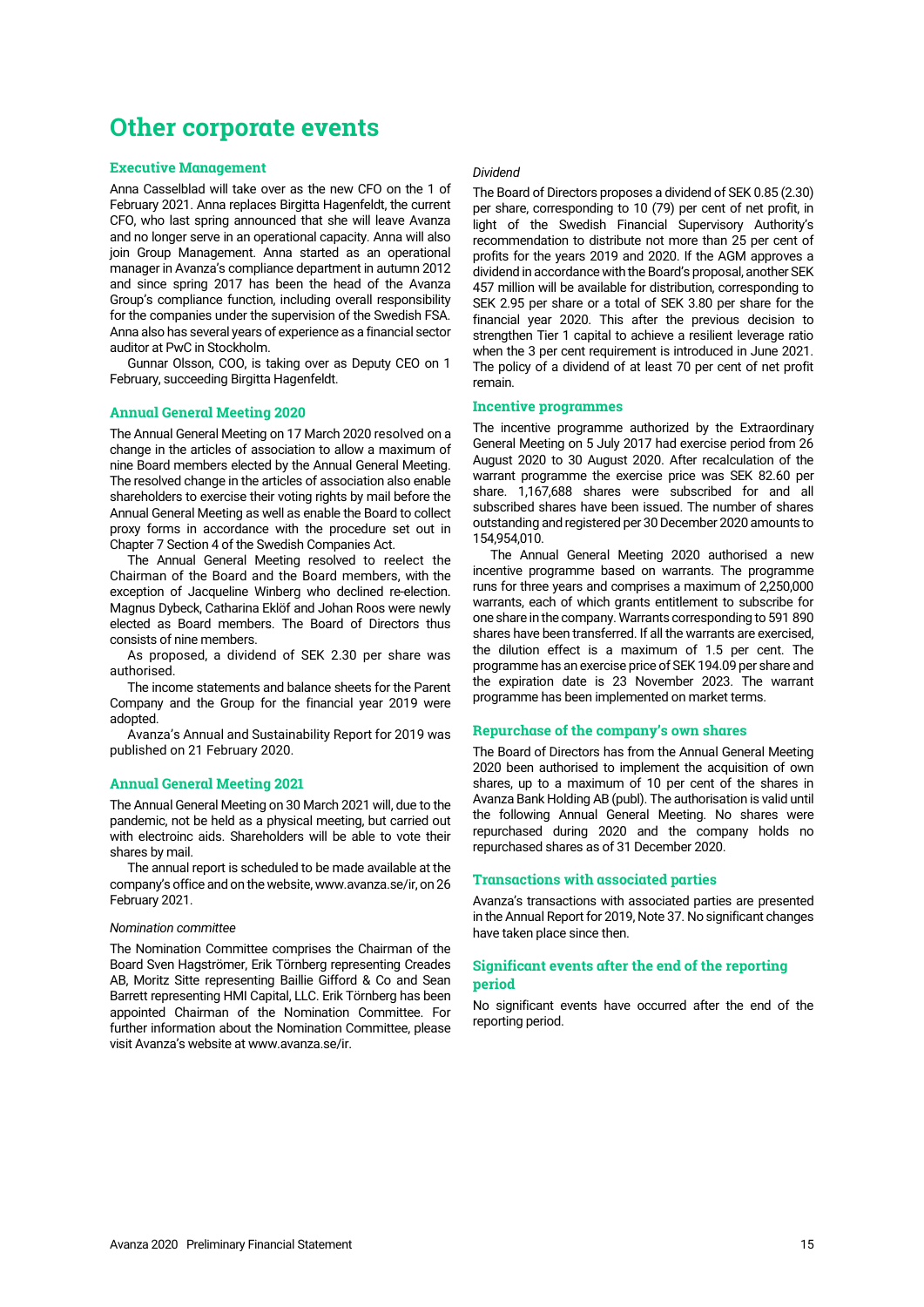# Other corporate events

## Executive Management

Anna Casselblad will take over as the new CFO on the 1 of February 2021. Anna replaces Birgitta Hagenfeldt, the current CFO, who last spring announced that she will leave Avanza and no longer serve in an operational capacity. Anna will also join Group Management. Anna started as an operational manager in Avanza's compliance department in autumn 2012 and since spring 2017 has been the head of the Avanza Group's compliance function, including overall responsibility for the companies under the supervision of the Swedish FSA. Anna also has several years of experience as a financial sector auditor at PwC in Stockholm.

Gunnar Olsson, COO, is taking over as Deputy CEO on 1 February, succeeding Birgitta Hagenfeldt.

## Annual General Meeting 2020

The Annual General Meeting on 17 March 2020 resolved on a change in the articles of association to allow a maximum of nine Board members elected by the Annual General Meeting. The resolved change in the articles of association also enable shareholders to exercise their voting rights by mail before the Annual General Meeting as well as enable the Board to collect proxy forms in accordance with the procedure set out in Chapter 7 Section 4 of the Swedish Companies Act.

The Annual General Meeting resolved to reelect the Chairman of the Board and the Board members, with the exception of Jacqueline Winberg who declined re-election. Magnus Dybeck, Catharina Eklöf and Johan Roos were newly elected as Board members. The Board of Directors thus consists of nine members.

As proposed, a dividend of SEK 2.30 per share was authorised.

The income statements and balance sheets for the Parent Company and the Group for the financial year 2019 were adopted.

Avanza's Annual and Sustainability Report for 2019 was published on 21 February 2020.

## Annual General Meeting 2021

The Annual General Meeting on 30 March 2021 will, due to the pandemic, not be held as a physical meeting, but carried out with electroinc aids. Shareholders will be able to vote their shares by mail.

The annual report is scheduled to be made available at the company's office and on the website, www.avanza.se/ir, on 26 February 2021.

*Nomination committee*

The Nomination Committee comprises the Chairman of the Board Sven Hagströmer, Erik Törnberg representing Creades AB, Moritz Sitte representing Baillie Gifford & Co and Sean Barrett representing HMI Capital, LLC. Erik Törnberg has been appointed Chairman of the Nomination Committee. For further information about the Nomination Committee, please visit Avanza's website at www.avanza.se/ir.

*Dividend*

The Board of Directors proposes a dividend of SEK 0.85 (2.30) per share, corresponding to 10 (79) per cent of net profit, in light of the Swedish Financial Supervisory Authority's recommendation to distribute not more than 25 per cent of profits for the years 2019 and 2020. If the AGM approves a dividend in accordance with the Board's proposal, another SEK 457 million will be available for distribution, corresponding to SEK 2.95 per share or a total of SEK 3.80 per share for the financial year 2020. This after the previous decision to strengthen Tier 1 capital to achieve a resilient leverage ratio when the 3 per cent requirement is introduced in June 2021. The policy of a dividend of at least 70 per cent of net profit remain.

## Incentive programmes

The incentive programme authorized by the Extraordinary General Meeting on 5 July 2017 had exercise period from 26 August 2020 to 30 August 2020. After recalculation of the warrant programme the exercise price was SEK 82.60 per share. 1,167,688 shares were subscribed for and all subscribed shares have been issued. The number of shares outstanding and registered per 30 December 2020 amounts to 154,954,010.

The Annual General Meeting 2020 authorised a new incentive programme based on warrants. The programme runs for three years and comprises a maximum of 2,250,000 warrants, each of which grants entitlement to subscribe for one share in the company. Warrants corresponding to 591 890 shares have been transferred. If all the warrants are exercised, the dilution effect is a maximum of 1.5 per cent. The programme has an exercise price of SEK 194.09 per share and the expiration date is 23 November 2023. The warrant programme has been implemented on market terms.

## Repurchase of the company's own shares

The Board of Directors has from the Annual General Meeting 2020 been authorised to implement the acquisition of own shares, up to a maximum of 10 per cent of the shares in Avanza Bank Holding AB (publ). The authorisation is valid until the following Annual General Meeting. No shares were repurchased during 2020 and the company holds no repurchased shares as of 31 December 2020.

## Transactions with associated parties

Avanza's transactions with associated parties are presented in the Annual Report for 2019, Note 37. No significant changes have taken place since then.

## Significant events after the end of the reporting period

No significant events have occurred after the end of the reporting period.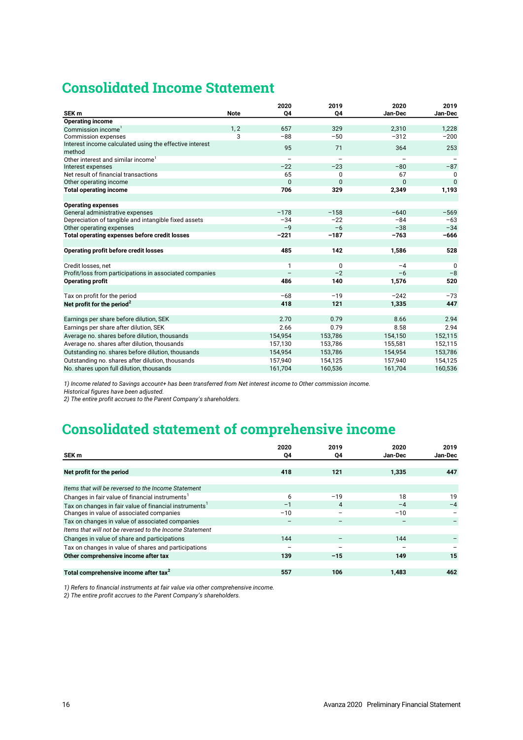# Consolidated Income Statement

| SEK m | Note | 2020 Q4 | 2019 Q4 | 2020 Jan-Dec | 2019 Jan-Dec |
|---|---|---|---|---|---|
| **Operating income** | | | | | |
| Commission income[1] | 1, 2 | 657 | 329 | 2,310 | 1,228 |
| Commission expenses | 3 | −88 | −50 | −312 | −200 |
| Interest income calculated using the effective interest method | | 95 | 71 | 364 | 253 |
| Other interest and similar income[1] | | – | – | – | – |
| Interest expenses | | −22 | −23 | −80 | −87 |
| Net result of financial transactions | | 65 | 0 | 67 | 0 |
| Other operating income | | 0 | 0 | 0 | 0 |
| **Total operating income** | | **706** | **329** | **2,349** | **1,193** |
| | | | | | |
| **Operating expenses** | | | | | |
| General administrative expenses | | −178 | −158 | −640 | −569 |
| Depreciation of tangible and intangible fixed assets | | −34 | −22 | −84 | −63 |
| Other operating expenses | | −9 | −6 | −38 | −34 |
| **Total operating expenses before credit losses** | | **−221** | **−187** | **−763** | **−666** |
| | | | | | |
| **Operating profit before credit losses** | | **485** | **142** | **1,586** | **528** |
| | | | | | |
| Credit losses, net | | 1 | 0 | −4 | 0 |
| Profit/loss from participations in associated companies | | – | −2 | −6 | −8 |
| **Operating profit** | | **486** | **140** | **1,576** | **520** |
| | | | | | |
| Tax on profit for the period | | −68 | −19 | −242 | −73 |
| **Net profit for the period[2]** | | **418** | **121** | **1,335** | **447** |
| | | | | | |
| Earnings per share before dilution, SEK | | 2.70 | 0.79 | 8.66 | 2.94 |
| Earnings per share after dilution, SEK | | 2.66 | 0.79 | 8.58 | 2.94 |
| Average no. shares before dilution, thousands | | 154,954 | 153,786 | 154,150 | 152,115 |
| Average no. shares after dilution, thousands | | 157,130 | 153,786 | 155,581 | 152,115 |
| Outstanding no. shares before dilution, thousands | | 154,954 | 153,786 | 154,954 | 153,786 |
| Outstanding no. shares after dilution, thousands | | 157,940 | 154,125 | 157,940 | 154,125 |
| No. shares upon full dilution, thousands | | 161,704 | 160,536 | 161,704 | 160,536 |

*1) Income related to Savings account+ has been transferred from Net interest income to Other commission income. Historical figures have been adjusted.*
*2) The entire profit accrues to the Parent Company's shareholders.*

# Consolidated statement of comprehensive income

| SEK m | 2020 Q4 | 2019 Q4 | 2020 Jan-Dec | 2019 Jan-Dec |
|---|---|---|---|---|
| **Net profit for the period** | **418** | **121** | **1,335** | **447** |
| | | | | |
| *Items that will be reversed to the Income Statement* | | | | |
| Changes in fair value of financial instruments[1] | 6 | −19 | 18 | 19 |
| Tax on changes in fair value of financial instruments[1] | −1 | 4 | −4 | −4 |
| Changes in value of associated companies | −10 | – | −10 | – |
| Tax on changes in value of associated companies | – | – | – | – |
| *Items that will not be reversed to the Income Statement* | | | | |
| Changes in value of share and participations | 144 | – | 144 | – |
| Tax on changes in value of shares and participations | – | – | – | – |
| **Other comprehensive income after tax** | **139** | **−15** | **149** | **15** |
| | | | | |
| **Total comprehensive income after tax[2]** | **557** | **106** | **1,483** | **462** |

*1) Refers to financial instruments at fair value via other comprehensive income.*
*2) The entire profit accrues to the Parent Company's shareholders.*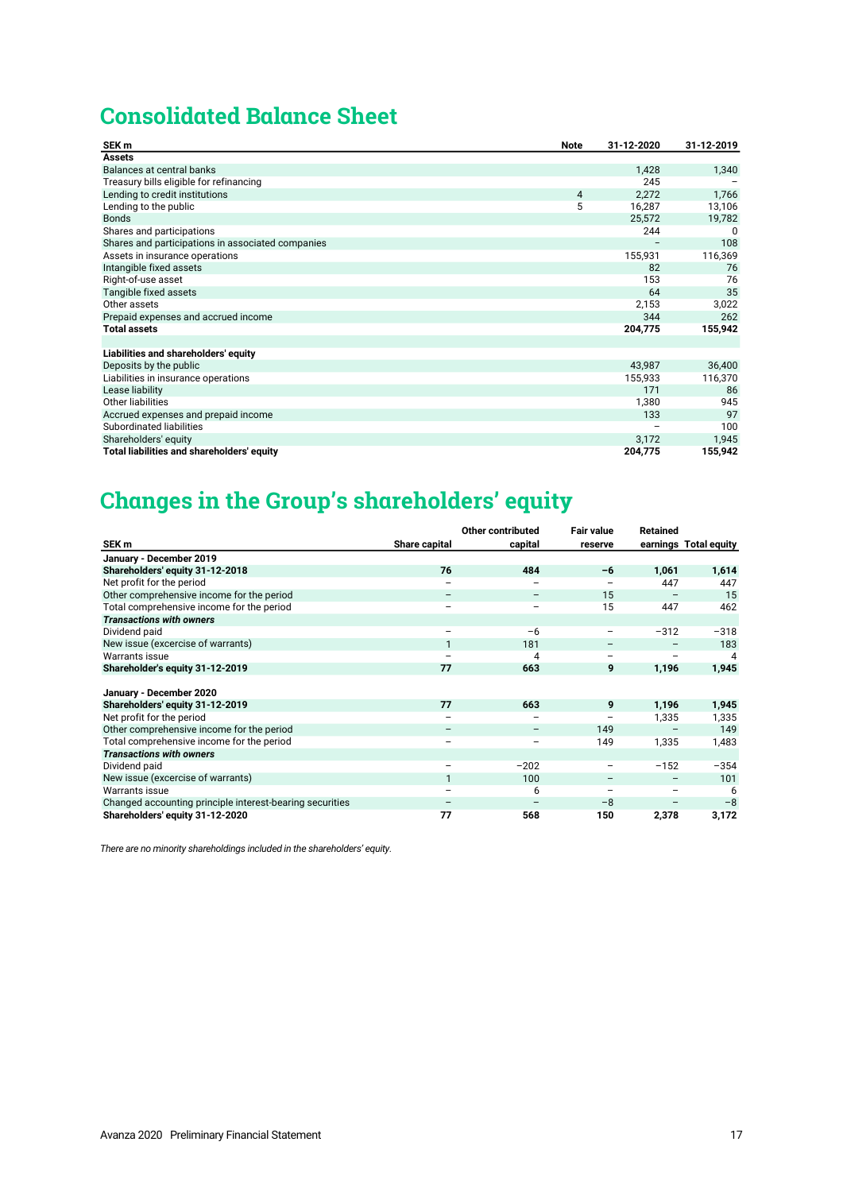# Consolidated Balance Sheet

| SEK m | Note | 31-12-2020 | 31-12-2019 |
|---|---|---|---|
| **Assets** | | | |
| Balances at central banks | | 1,428 | 1,340 |
| Treasury bills eligible for refinancing | | 245 | – |
| Lending to credit institutions | 4 | 2,272 | 1,766 |
| Lending to the public | 5 | 16,287 | 13,106 |
| Bonds | | 25,572 | 19,782 |
| Shares and participations | | 244 | 0 |
| Shares and participations in associated companies | | – | 108 |
| Assets in insurance operations | | 155,931 | 116,369 |
| Intangible fixed assets | | 82 | 76 |
| Right-of-use asset | | 153 | 76 |
| Tangible fixed assets | | 64 | 35 |
| Other assets | | 2,153 | 3,022 |
| Prepaid expenses and accrued income | | 344 | 262 |
| **Total assets** | | **204,775** | **155,942** |
| | | | |
| **Liabilities and shareholders' equity** | | | |
| Deposits by the public | | 43,987 | 36,400 |
| Liabilities in insurance operations | | 155,933 | 116,370 |
| Lease liability | | 171 | 86 |
| Other liabilities | | 1,380 | 945 |
| Accrued expenses and prepaid income | | 133 | 97 |
| Subordinated liabilities | | – | 100 |
| Shareholders' equity | | 3,172 | 1,945 |
| **Total liabilities and shareholders' equity** | | **204,775** | **155,942** |

# Changes in the Group's shareholders' equity

| SEK m | Share capital | Other contributed capital | Fair value reserve | Retained earnings | Total equity |
|---|---|---|---|---|---|
| **January - December 2019** | | | | | |
| **Shareholders' equity 31-12-2018** | **76** | **484** | **−6** | **1,061** | **1,614** |
| Net profit for the period | – | – | – | 447 | 447 |
| Other comprehensive income for the period | – | – | 15 | – | 15 |
| Total comprehensive income for the period | – | – | 15 | 447 | 462 |
| ***Transactions with owners*** | | | | | |
| Dividend paid | – | −6 | – | −312 | −318 |
| New issue (exercise of warrants) | 1 | 181 | – | – | 183 |
| Warrants issue | – | 4 | – | – | 4 |
| **Shareholder's equity 31-12-2019** | **77** | **663** | **9** | **1,196** | **1,945** |
| | | | | | |
| **January - December 2020** | | | | | |
| **Shareholders' equity 31-12-2019** | **77** | **663** | **9** | **1,196** | **1,945** |
| Net profit for the period | – | – | – | 1,335 | 1,335 |
| Other comprehensive income for the period | – | – | 149 | – | 149 |
| Total comprehensive income for the period | – | – | 149 | 1,335 | 1,483 |
| ***Transactions with owners*** | | | | | |
| Dividend paid | – | −202 | – | −152 | −354 |
| New issue (excercise of warrants) | 1 | 100 | – | – | 101 |
| Warrants issue | – | 6 | – | – | 6 |
| Changed accounting principle interest-bearing securities | – | – | −8 | – | −8 |
| **Shareholders' equity 31-12-2020** | **77** | **568** | **150** | **2,378** | **3,172** |

*There are no minority shareholdings included in the shareholders' equity.*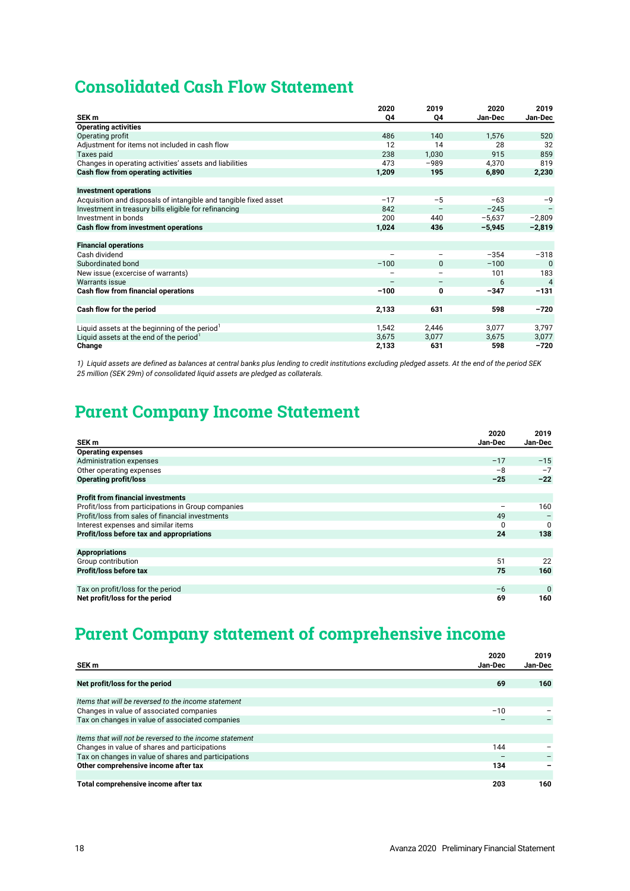# Consolidated Cash Flow Statement

| SEK m | 2020 Q4 | 2019 Q4 | 2020 Jan-Dec | 2019 Jan-Dec |
|---|---|---|---|---|
| **Operating activities** | | | | |
| Operating profit | 486 | 140 | 1,576 | 520 |
| Adjustment for items not included in cash flow | 12 | 14 | 28 | 32 |
| Taxes paid | 238 | 1,030 | 915 | 859 |
| Changes in operating activities' assets and liabilities | 473 | −989 | 4,370 | 819 |
| **Cash flow from operating activities** | **1,209** | **195** | **6,890** | **2,230** |
| | | | | |
| **Investment operations** | | | | |
| Acquisition and disposals of intangible and tangible fixed asset | −17 | −5 | −63 | −9 |
| Investment in treasury bills eligible for refinancing | 842 | – | −245 | – |
| Investment in bonds | 200 | 440 | −5,637 | −2,809 |
| **Cash flow from investment operations** | **1,024** | **436** | **−5,945** | **−2,819** |
| | | | | |
| **Financial operations** | | | | |
| Cash dividend | – | – | −354 | −318 |
| Subordinated bond | −100 | 0 | −100 | 0 |
| New issue (excercise of warrants) | – | – | 101 | 183 |
| Warrants issue | – | – | 6 | 4 |
| **Cash flow from financial operations** | **−100** | **0** | **−347** | **−131** |
| | | | | |
| **Cash flow for the period** | **2,133** | **631** | **598** | **−720** |
| | | | | |
| Liquid assets at the beginning of the period[1] | 1,542 | 2,446 | 3,077 | 3,797 |
| Liquid assets at the end of the period[1] | 3,675 | 3,077 | 3,675 | 3,077 |
| **Change** | **2,133** | **631** | **598** | **−720** |

*1) Liquid assets are defined as balances at central banks plus lending to credit institutions excluding pledged assets. At the end of the period SEK 25 million (SEK 29m) of consolidated liquid assets are pledged as collaterals.*

# Parent Company Income Statement

| SEK m | 2020 Jan-Dec | 2019 Jan-Dec |
|---|---|---|
| **Operating expenses** | | |
| Administration expenses | −17 | −15 |
| Other operating expenses | −8 | −7 |
| **Operating profit/loss** | **−25** | **−22** |
| | | |
| **Profit from financial investments** | | |
| Profit/loss from participations in Group companies | – | 160 |
| Profit/loss from sales of financial investments | 49 | – |
| Interest expenses and similar items | 0 | 0 |
| **Profit/loss before tax and appropriations** | **24** | **138** |
| | | |
| **Appropriations** | | |
| Group contribution | 51 | 22 |
| **Profit/loss before tax** | **75** | **160** |
| | | |
| Tax on profit/loss for the period | −6 | 0 |
| **Net profit/loss for the period** | **69** | **160** |

# Parent Company statement of comprehensive income

| SEK m | 2020 Jan-Dec | 2019 Jan-Dec |
|---|---|---|
| **Net profit/loss for the period** | **69** | **160** |
| | | |
| *Items that will be reversed to the income statement* | | |
| Changes in value of associated companies | −10 | – |
| Tax on changes in value of associated companies | – | – |
| | | |
| *Items that will not be reversed to the income statement* | | |
| Changes in value of shares and participations | 144 | – |
| Tax on changes in value of shares and participations | – | – |
| **Other comprehensive income after tax** | **134** | **–** |
| | | |
| **Total comprehensive income after tax** | **203** | **160** |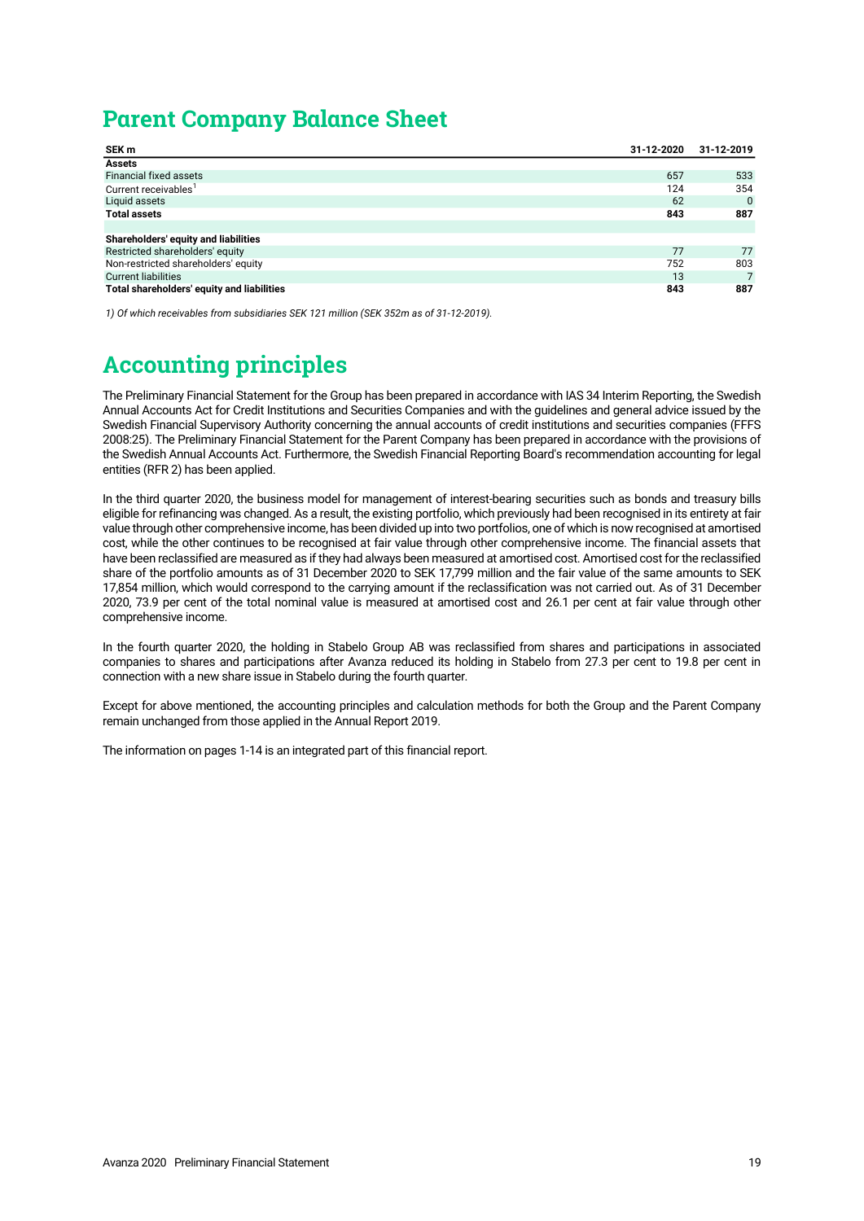# Parent Company Balance Sheet

| SEK m | 31-12-2020 | 31-12-2019 |
|---|---|---|
| **Assets** | | |
| Financial fixed assets | 657 | 533 |
| Current receivables[1] | 124 | 354 |
| Liquid assets | 62 | 0 |
| **Total assets** | **843** | **887** |
| | | |
| **Shareholders' equity and liabilities** | | |
| Restricted shareholders' equity | 77 | 77 |
| Non-restricted shareholders' equity | 752 | 803 |
| Current liabilities | 13 | 7 |
| **Total shareholders' equity and liabilities** | **843** | **887** |

*1) Of which receivables from subsidiaries SEK 121 million (SEK 352m as of 31-12-2019).*

# Accounting principles

The Preliminary Financial Statement for the Group has been prepared in accordance with IAS 34 Interim Reporting, the Swedish Annual Accounts Act for Credit Institutions and Securities Companies and with the guidelines and general advice issued by the Swedish Financial Supervisory Authority concerning the annual accounts of credit institutions and securities companies (FFFS 2008:25). The Preliminary Financial Statement for the Parent Company has been prepared in accordance with the provisions of the Swedish Annual Accounts Act. Furthermore, the Swedish Financial Reporting Board's recommendation accounting for legal entities (RFR 2) has been applied.

In the third quarter 2020, the business model for management of interest-bearing securities such as bonds and treasury bills eligible for refinancing was changed. As a result, the existing portfolio, which previously had been recognised in its entirety at fair value through other comprehensive income, has been divided up into two portfolios, one of which is now recognised at amortised cost, while the other continues to be recognised at fair value through other comprehensive income. The financial assets that have been reclassified are measured as if they had always been measured at amortised cost. Amortised cost for the reclassified share of the portfolio amounts as of 31 December 2020 to SEK 17,799 million and the fair value of the same amounts to SEK 17,854 million, which would correspond to the carrying amount if the reclassification was not carried out. As of 31 December 2020, 73.9 per cent of the total nominal value is measured at amortised cost and 26.1 per cent at fair value through other comprehensive income.

In the fourth quarter 2020, the holding in Stabelo Group AB was reclassified from shares and participations in associated companies to shares and participations after Avanza reduced its holding in Stabelo from 27.3 per cent to 19.8 per cent in connection with a new share issue in Stabelo during the fourth quarter.

Except for above mentioned, the accounting principles and calculation methods for both the Group and the Parent Company remain unchanged from those applied in the Annual Report 2019.

The information on pages 1-14 is an integrated part of this financial report.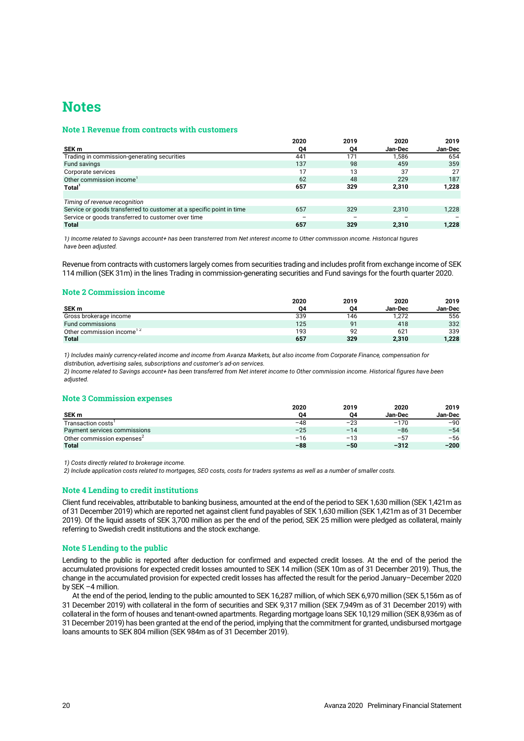# Notes

## Note 1 Revenue from contracts with customers

| SEK m | 2020 Q4 | 2019 Q4 | 2020 Jan-Dec | 2019 Jan-Dec |
|---|---|---|---|---|
| Trading in commission-generating securities | 441 | 171 | 1,586 | 654 |
| Fund savings | 137 | 98 | 459 | 359 |
| Corporate services | 17 | 13 | 37 | 27 |
| Other commission income[1] | 62 | 48 | 229 | 187 |
| **Total[1]** | **657** | **329** | **2,310** | **1,228** |
| | | | | |
| *Timing of revenue recognition* | | | | |
| Service or goods transferred to customer at a specific point in time | 657 | 329 | 2,310 | 1,228 |
| Service or goods transferred to customer over time | – | – | – | – |
| **Total** | **657** | **329** | **2,310** | **1,228** |

*1) Income related to Savings account+ has been transferred from Net interest income to Other commission income. Historical figures have been adjusted.*

Revenue from contracts with customers largely comes from securities trading and includes profit from exchange income of SEK 114 million (SEK 31m) in the lines Trading in commission-generating securities and Fund savings for the fourth quarter 2020.

## Note 2 Commission income

| SEK m | 2020 Q4 | 2019 Q4 | 2020 Jan-Dec | 2019 Jan-Dec |
|---|---|---|---|---|
| Gross brokerage income | 339 | 146 | 1,272 | 556 |
| Fund commissions | 125 | 91 | 418 | 332 |
| Other commission income[1 2] | 193 | 92 | 621 | 339 |
| **Total** | **657** | **329** | **2,310** | **1,228** |

*1) Includes mainly currency-related income and income from Avanza Markets, but also income from Corporate Finance, compensation for distribution, advertising sales, subscriptions and customer's ad-on services.*
*2) Income related to Savings account+ has been transferred from Net interet income to Other commission income. Historical figures have been adjusted.*

## Note 3 Commission expenses

| SEK m | 2020 Q4 | 2019 Q4 | 2020 Jan-Dec | 2019 Jan-Dec |
|---|---|---|---|---|
| Transaction costs[1] | −48 | −23 | −170 | −90 |
| Payment services commissions | −25 | −14 | −86 | −54 |
| Other commission expenses[2] | −16 | −13 | −57 | −56 |
| **Total** | **−88** | **−50** | **−312** | **−200** |

*1) Costs directly related to brokerage income.*
*2) Include application costs related to mortgages, SEO costs, costs for traders systems as well as a number of smaller costs.*

## Note 4 Lending to credit institutions

Client fund receivables, attributable to banking business, amounted at the end of the period to SEK 1,630 million (SEK 1,421m as of 31 December 2019) which are reported net against client fund payables of SEK 1,630 million (SEK 1,421m as of 31 December 2019). Of the liquid assets of SEK 3,700 million as per the end of the period, SEK 25 million were pledged as collateral, mainly referring to Swedish credit institutions and the stock exchange.

## Note 5 Lending to the public

Lending to the public is reported after deduction for confirmed and expected credit losses. At the end of the period the accumulated provisions for expected credit losses amounted to SEK 14 million (SEK 10m as of 31 December 2019). Thus, the change in the accumulated provision for expected credit losses has affected the result for the period January–December 2020 by SEK −4 million.

At the end of the period, lending to the public amounted to SEK 16,287 million, of which SEK 6,970 million (SEK 5,156m as of 31 December 2019) with collateral in the form of securities and SEK 9,317 million (SEK 7,949m as of 31 December 2019) with collateral in the form of houses and tenant-owned apartments. Regarding mortgage loans SEK 10,129 million (SEK 8,936m as of 31 December 2019) has been granted at the end of the period, implying that the commitment for granted, undisbursed mortgage loans amounts to SEK 804 million (SEK 984m as of 31 December 2019).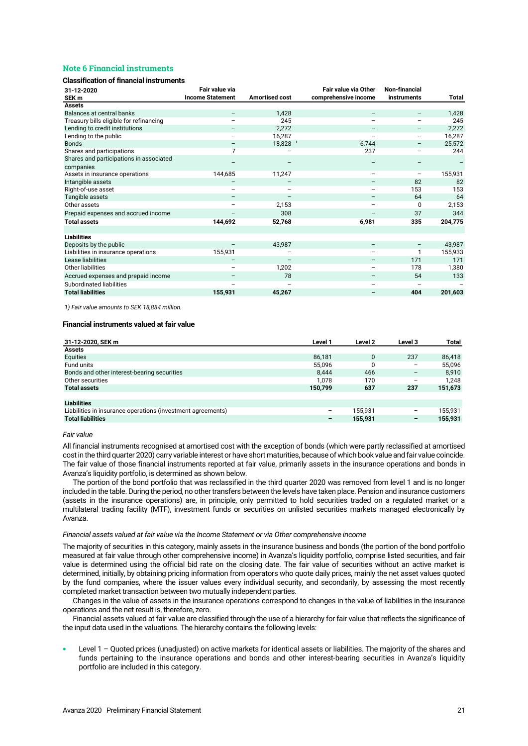## Note 6 Financial instruments

### Classification of financial instruments

| 31-12-2020<br>SEK m | Fair value via Income Statement | Amortised cost | Fair value via Other comprehensive income | Non-financial instruments | Total |
|---|---|---|---|---|---|
| **Assets** | | | | | |
| Balances at central banks | – | 1,428 | – | – | 1,428 |
| Treasury bills eligible for refinancing | – | 245 | – | – | 245 |
| Lending to credit institutions | – | 2,272 | – | – | 2,272 |
| Lending to the public | – | 16,287 | – | – | 16,287 |
| Bonds | – | 18,828 [1] | 6,744 | – | 25,572 |
| Shares and participations | 7 | – | 237 | – | 244 |
| Shares and participations in associated companies | – | – | – | – | – |
| Assets in insurance operations | 144,685 | 11,247 | – | – | 155,931 |
| Intangible assets | – | – | – | 82 | 82 |
| Right-of-use asset | – | – | – | 153 | 153 |
| Tangible assets | – | – | – | 64 | 64 |
| Other assets | – | 2,153 | – | 0 | 2,153 |
| Prepaid expenses and accrued income | – | 308 | – | 37 | 344 |
| **Total assets** | **144,692** | **52,768** | **6,981** | **335** | **204,775** |
| | | | | | |
| **Liabilities** | | | | | |
| Deposits by the public | – | 43,987 | – | – | 43,987 |
| Liabilities in insurance operations | 155,931 | – | – | 1 | 155,933 |
| Lease liabilities | – | – | – | 171 | 171 |
| Other liabilities | – | 1,202 | – | 178 | 1,380 |
| Accrued expenses and prepaid income | – | 78 | – | 54 | 133 |
| Subordinated liabilities | – | – | – | – | – |
| **Total liabilities** | **155,931** | **45,267** | **–** | **404** | **201,603** |

*1) Fair value amounts to SEK 18,884 million.*

### Financial instruments valued at fair value

| 31-12-2020, SEK m | Level 1 | Level 2 | Level 3 | Total |
|---|---|---|---|---|
| **Assets** | | | | |
| Equities | 86,181 | 0 | 237 | 86,418 |
| Fund units | 55,096 | 0 | – | 55,096 |
| Bonds and other interest-bearing securities | 8,444 | 466 | – | 8,910 |
| Other securities | 1,078 | 170 | – | 1,248 |
| **Total assets** | **150,799** | **637** | **237** | **151,673** |
| | | | | |
| **Liabilities** | | | | |
| Liabilities in insurance operations (investment agreements) | – | 155,931 | – | 155,931 |
| **Total liabilities** | **–** | **155,931** | **–** | **155,931** |

*Fair value*

All financial instruments recognised at amortised cost with the exception of bonds (which were partly reclassified at amortised cost in the third quarter 2020) carry variable interest or have short maturities, because of which book value and fair value coincide. The fair value of those financial instruments reported at fair value, primarily assets in the insurance operations and bonds in Avanza's liquidity portfolio, is determined as shown below.

The portion of the bond portfolio that was reclassified in the third quarter 2020 was removed from level 1 and is no longer included in the table. During the period, no other transfers between the levels have taken place. Pension and insurance customers (assets in the insurance operations) are, in principle, only permitted to hold securities traded on a regulated market or a multilateral trading facility (MTF), investment funds or securities on unlisted securities markets managed electronically by Avanza.

*Financial assets valued at fair value via the Income Statement or via Other comprehensive income*

The majority of securities in this category, mainly assets in the insurance business and bonds (the portion of the bond portfolio measured at fair value through other comprehensive income) in Avanza's liquidity portfolio, comprise listed securities, and fair value is determined using the official bid rate on the closing date. The fair value of securities without an active market is determined, initially, by obtaining pricing information from operators who quote daily prices, mainly the net asset values quoted by the fund companies, where the issuer values every individual security, and secondarily, by assessing the most recently completed market transaction between two mutually independent parties.

Changes in the value of assets in the insurance operations correspond to changes in the value of liabilities in the insurance operations and the net result is, therefore, zero.

Financial assets valued at fair value are classified through the use of a hierarchy for fair value that reflects the significance of the input data used in the valuations. The hierarchy contains the following levels:

- Level 1 – Quoted prices (unadjusted) on active markets for identical assets or liabilities. The majority of the shares and funds pertaining to the insurance operations and bonds and other interest-bearing securities in Avanza's liquidity portfolio are included in this category.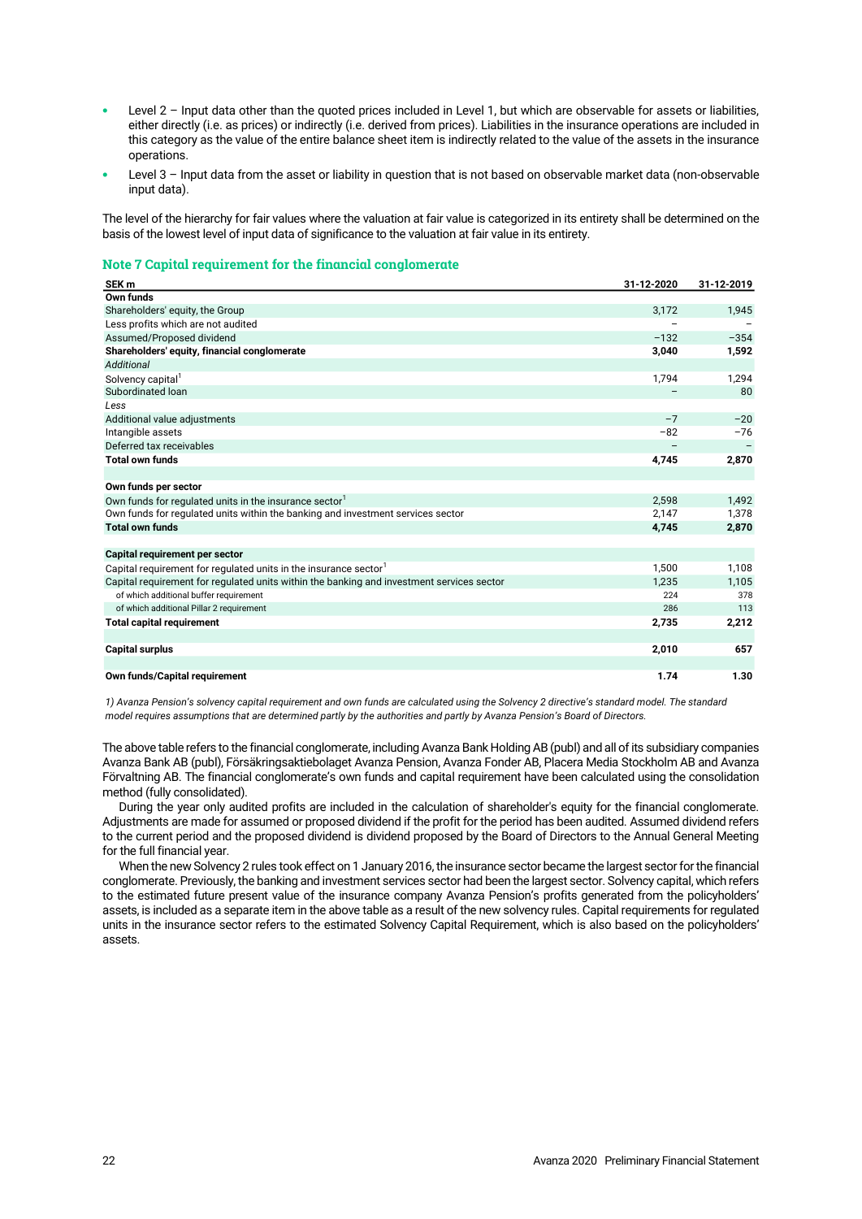- Level 2 – Input data other than the quoted prices included in Level 1, but which are observable for assets or liabilities, either directly (i.e. as prices) or indirectly (i.e. derived from prices). Liabilities in the insurance operations are included in this category as the value of the entire balance sheet item is indirectly related to the value of the assets in the insurance operations.
- Level 3 – Input data from the asset or liability in question that is not based on observable market data (non-observable input data).

The level of the hierarchy for fair values where the valuation at fair value is categorized in its entirety shall be determined on the basis of the lowest level of input data of significance to the valuation at fair value in its entirety.

## Note 7 Capital requirement for the financial conglomerate

| SEK m | 31-12-2020 | 31-12-2019 |
|---|---|---|
| **Own funds** | | |
| Shareholders' equity, the Group | 3,172 | 1,945 |
| Less profits which are not audited | – | – |
| Assumed/Proposed dividend | −132 | −354 |
| **Shareholders' equity, financial conglomerate** | **3,040** | **1,592** |
| *Additional* | | |
| Solvency capital[1] | 1,794 | 1,294 |
| Subordinated loan | – | 80 |
| *Less* | | |
| Additional value adjustments | −7 | −20 |
| Intangible assets | −82 | −76 |
| Deferred tax receivables | – | – |
| **Total own funds** | **4,745** | **2,870** |
| | | |
| **Own funds per sector** | | |
| Own funds for regulated units in the insurance sector[1] | 2,598 | 1,492 |
| Own funds for regulated units within the banking and investment services sector | 2,147 | 1,378 |
| **Total own funds** | **4,745** | **2,870** |
| | | |
| **Capital requirement per sector** | | |
| Capital requirement for regulated units in the insurance sector[1] | 1,500 | 1,108 |
| Capital requirement for regulated units within the banking and investment services sector | 1,235 | 1,105 |
| of which additional buffer requirement | 224 | 378 |
| of which additional Pillar 2 requirement | 286 | 113 |
| **Total capital requirement** | **2,735** | **2,212** |
| | | |
| **Capital surplus** | **2,010** | **657** |
| | | |
| **Own funds/Capital requirement** | **1.74** | **1.30** |

*1) Avanza Pension's solvency capital requirement and own funds are calculated using the Solvency 2 directive's standard model. The standard model requires assumptions that are determined partly by the authorities and partly by Avanza Pension's Board of Directors.*

The above table refers to the financial conglomerate, including Avanza Bank Holding AB (publ) and all of its subsidiary companies Avanza Bank AB (publ), Försäkringsaktiebolaget Avanza Pension, Avanza Fonder AB, Placera Media Stockholm AB and Avanza Förvaltning AB. The financial conglomerate's own funds and capital requirement have been calculated using the consolidation method (fully consolidated).

During the year only audited profits are included in the calculation of shareholder's equity for the financial conglomerate. Adjustments are made for assumed or proposed dividend if the profit for the period has been audited. Assumed dividend refers to the current period and the proposed dividend is dividend proposed by the Board of Directors to the Annual General Meeting for the full financial year.

When the new Solvency 2 rules took effect on 1 January 2016, the insurance sector became the largest sector for the financial conglomerate. Previously, the banking and investment services sector had been the largest sector. Solvency capital, which refers to the estimated future present value of the insurance company Avanza Pension's profits generated from the policyholders' assets, is included as a separate item in the above table as a result of the new solvency rules. Capital requirements for regulated units in the insurance sector refers to the estimated Solvency Capital Requirement, which is also based on the policyholders' assets.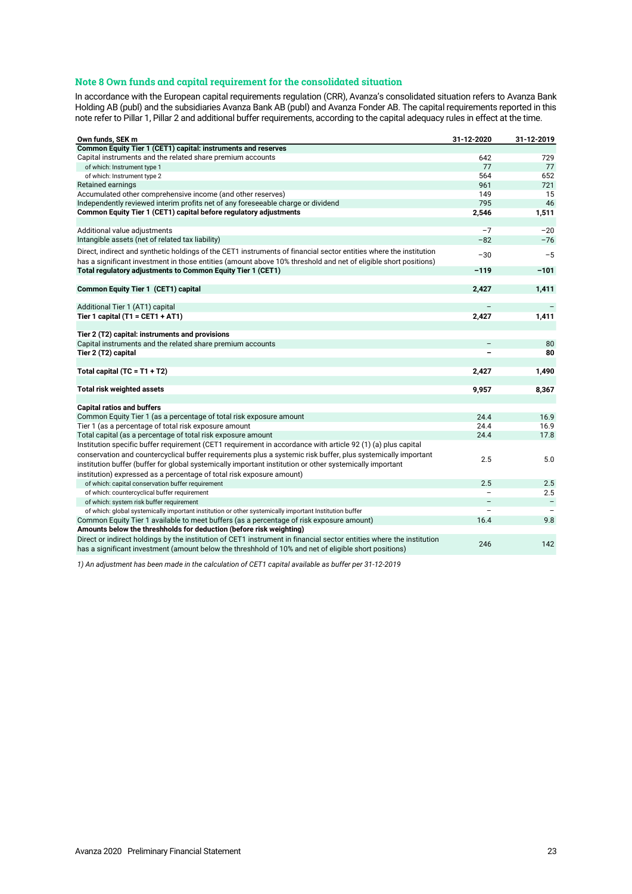### Note 8 Own funds and capital requirement for the consolidated situation

In accordance with the European capital requirements regulation (CRR), Avanza's consolidated situation refers to Avanza Bank Holding AB (publ) and the subsidiaries Avanza Bank AB (publ) and Avanza Fonder AB. The capital requirements reported in this note refer to Pillar 1, Pillar 2 and additional buffer requirements, according to the capital adequacy rules in effect at the time.

| Own funds, SEK m | 31-12-2020 | 31-12-2019 |
|---|---|---|
| **Common Equity Tier 1 (CET1) capital: instruments and reserves** | | |
| Capital instruments and the related share premium accounts | 642 | 729 |
| of which: Instrument type 1 | 77 | 77 |
| of which: Instrument type 2 | 564 | 652 |
| Retained earnings | 961 | 721 |
| Accumulated other comprehensive income (and other reserves) | 149 | 15 |
| Independently reviewed interim profits net of any foreseeable charge or dividend | 795 | 46 |
| **Common Equity Tier 1 (CET1) capital before regulatory adjustments** | **2,546** | **1,511** |
| | | |
| Additional value adjustments | −7 | −20 |
| Intangible assets (net of related tax liability) | −82 | −76 |
| Direct, indirect and synthetic holdings of the CET1 instruments of financial sector entities where the institution has a significant investment in those entities (amount above 10% threshold and net of eligible short positions) | −30 | −5 |
| **Total regulatory adjustments to Common Equity Tier 1 (CET1)** | **−119** | **−101** |
| | | |
| **Common Equity Tier 1 (CET1) capital** | **2,427** | **1,411** |
| | | |
| Additional Tier 1 (AT1) capital | – | – |
| **Tier 1 capital (T1 = CET1 + AT1)** | **2,427** | **1,411** |
| | | |
| **Tier 2 (T2) capital: instruments and provisions** | | |
| Capital instruments and the related share premium accounts | – | 80 |
| **Tier 2 (T2) capital** | **–** | **80** |
| | | |
| **Total capital (TC = T1 + T2)** | **2,427** | **1,490** |
| | | |
| **Total risk weighted assets** | **9,957** | **8,367** |
| | | |
| **Capital ratios and buffers** | | |
| Common Equity Tier 1 (as a percentage of total risk exposure amount | 24.4 | 16.9 |
| Tier 1 (as a percentage of total risk exposure amount | 24.4 | 16.9 |
| Total capital (as a percentage of total risk exposure amount | 24.4 | 17.8 |
| Institution specific buffer requirement (CET1 requirement in accordance with article 92 (1) (a) plus capital conservation and countercyclical buffer requirements plus a systemic risk buffer, plus systemically important institution buffer (buffer for global systemically important institution or other systemically important institution) expressed as a percentage of total risk exposure amount) | 2.5 | 5.0 |
| of which: capital conservation buffer requirement | 2.5 | 2.5 |
| of which: countercyclical buffer requirement | – | 2.5 |
| of which: system risk buffer requirement | – | – |
| of which: global systemically important institution or other systemically important Institution buffer | – | – |
| Common Equity Tier 1 available to meet buffers (as a percentage of risk exposure amount) | 16.4 | 9.8 |
| **Amounts below the threshholds for deduction (before risk weighting)** | | |
| Direct or indirect holdings by the institution of CET1 instrument in financial sector entities where the institution has a significant investment (amount below the threshhold of 10% and net of eligible short positions) | 246 | 142 |

*1) An adjustment has been made in the calculation of CET1 capital available as buffer per 31-12-2019*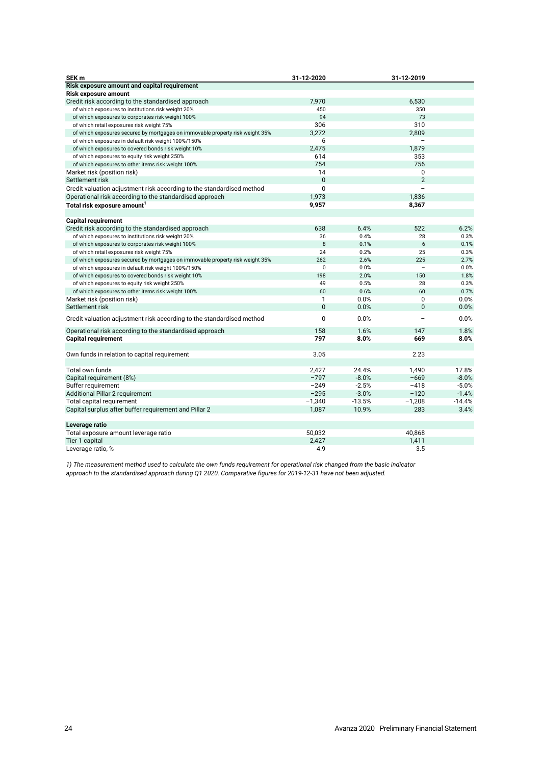| SEK m | 31-12-2020 | | 31-12-2019 | |
|---|---|---|---|---|
| **Risk exposure amount and capital requirement** | | | | |
| **Risk exposure amount** | | | | |
| Credit risk according to the standardised approach | 7,970 | | 6,530 | |
| of which exposures to institutions risk weight 20% | 450 | | 350 | |
| of which exposures to corporates risk weight 100% | 94 | | 73 | |
| of which retail exposures risk weight 75% | 306 | | 310 | |
| of which exposures secured by mortgages on immovable property risk weight 35% | 3,272 | | 2,809 | |
| of which exposures in default risk weight 100%/150% | 6 | | – | |
| of which exposures to covered bonds risk weight 10% | 2,475 | | 1,879 | |
| of which exposures to equity risk weight 250% | 614 | | 353 | |
| of which exposures to other items risk weight 100% | 754 | | 756 | |
| Market risk (position risk) | 14 | | 0 | |
| Settlement risk | 0 | | 2 | |
| Credit valuation adjustment risk according to the standardised method | 0 | | – | |
| Operational risk according to the standardised approach | 1,973 | | 1,836 | |
| **Total risk exposure amount[1]** | **9,957** | | **8,367** | |
| | | | | |
| **Capital requirement** | | | | |
| Credit risk according to the standardised approach | 638 | 6.4% | 522 | 6.2% |
| of which exposures to institutions risk weight 20% | 36 | 0.4% | 28 | 0.3% |
| of which exposures to corporates risk weight 100% | 8 | 0.1% | 6 | 0.1% |
| of which retail exposures risk weight 75% | 24 | 0.2% | 25 | 0.3% |
| of which exposures secured by mortgages on immovable property risk weight 35% | 262 | 2.6% | 225 | 2.7% |
| of which exposures in default risk weight 100%/150% | 0 | 0.0% | – | 0.0% |
| of which exposures to covered bonds risk weight 10% | 198 | 2.0% | 150 | 1.8% |
| of which exposures to equity risk weight 250% | 49 | 0.5% | 28 | 0.3% |
| of which exposures to other items risk weight 100% | 60 | 0.6% | 60 | 0.7% |
| Market risk (position risk) | 1 | 0.0% | 0 | 0.0% |
| Settlement risk | 0 | 0.0% | 0 | 0.0% |
| Credit valuation adjustment risk according to the standardised method | 0 | 0.0% | – | 0.0% |
| Operational risk according to the standardised approach | 158 | 1.6% | 147 | 1.8% |
| **Capital requirement** | **797** | **8.0%** | **669** | **8.0%** |
| | | | | |
| Own funds in relation to capital requirement | 3.05 | | 2.23 | |
| | | | | |
| Total own funds | 2,427 | 24.4% | 1,490 | 17.8% |
| Capital requirement (8%) | −797 | -8.0% | −669 | -8.0% |
| Buffer requirement | −249 | -2.5% | −418 | -5.0% |
| Additional Pillar 2 requirement | −295 | -3.0% | −120 | -1.4% |
| Total capital requirement | −1,340 | -13.5% | −1,208 | -14.4% |
| Capital surplus after buffer requirement and Pillar 2 | 1,087 | 10.9% | 283 | 3.4% |
| | | | | |
| **Leverage ratio** | | | | |
| Total exposure amount leverage ratio | 50,032 | | 40,868 | |
| Tier 1 capital | 2,427 | | 1,411 | |
| Leverage ratio, % | 4.9 | | 3.5 | |

*1) The measurement method used to calculate the own funds requirement for operational risk changed from the basic indicator approach to the standardised approach during Q1 2020. Comparative figures for 2019-12-31 have not been adjusted.*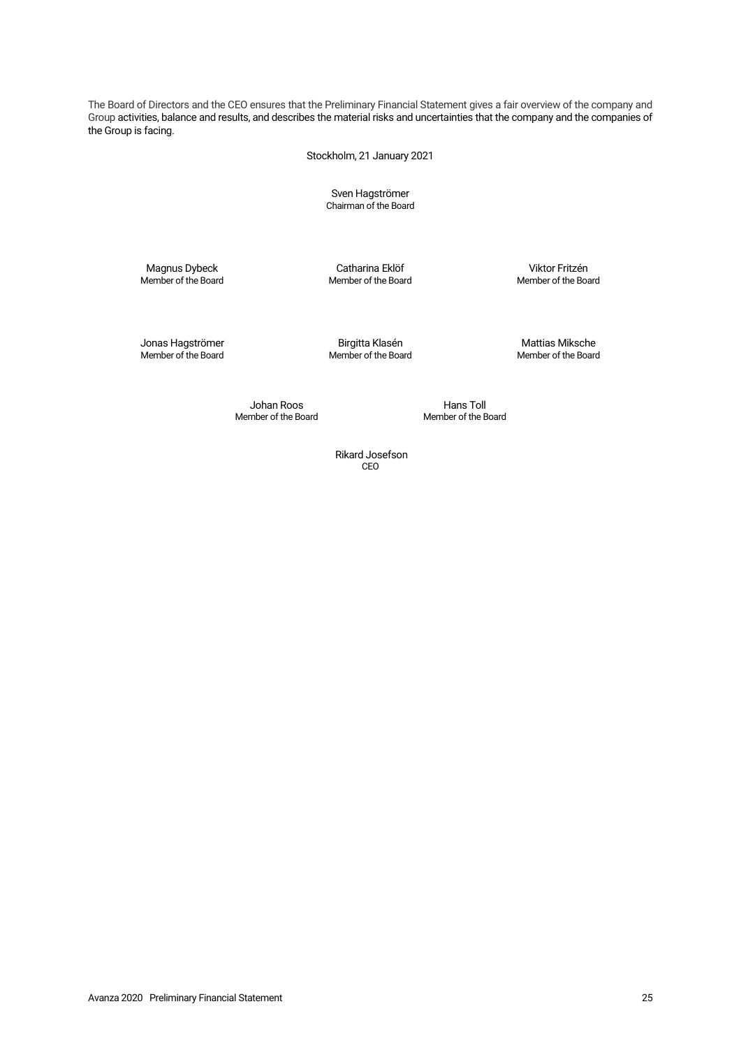The Board of Directors and the CEO ensures that the Preliminary Financial Statement gives a fair overview of the company and Group activities, balance and results, and describes the material risks and uncertainties that the company and the companies of the Group is facing.

Stockholm, 21 January 2021

Sven Hagströmer
Chairman of the Board

Magnus Dybeck
Member of the Board

Catharina Eklöf
Member of the Board

Viktor Fritzén
Member of the Board

Jonas Hagströmer
Member of the Board

Birgitta Klasén
Member of the Board

Mattias Miksche
Member of the Board

Johan Roos
Member of the Board

Hans Toll
Member of the Board

Rikard Josefson
CEO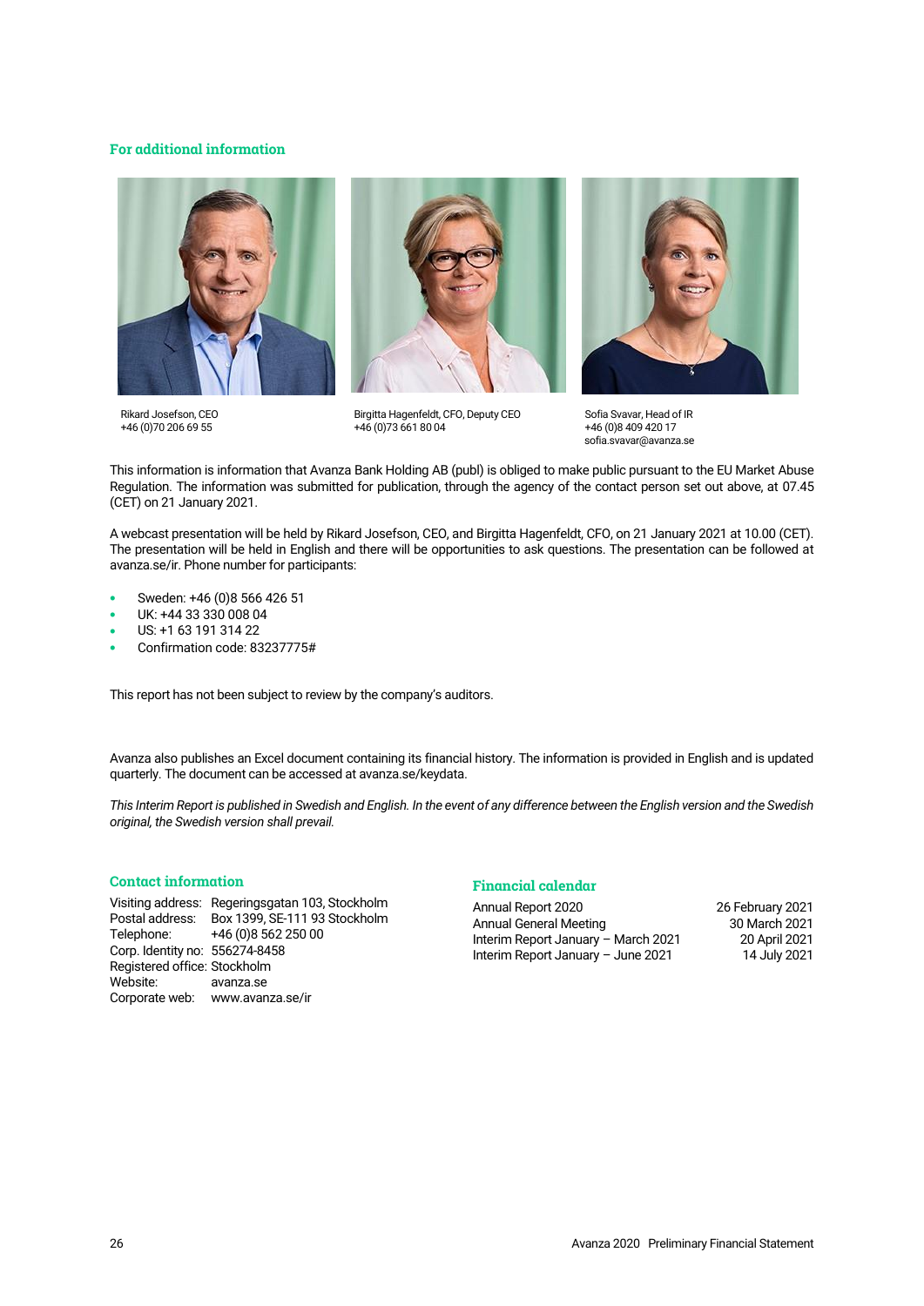## For additional information

Rikard Josefson, CEO
+46 (0)70 206 69 55

Birgitta Hagenfeldt, CFO, Deputy CEO
+46 (0)73 661 80 04

Sofia Svavar, Head of IR
+46 (0)8 409 420 17
sofia.svavar@avanza.se

This information is information that Avanza Bank Holding AB (publ) is obliged to make public pursuant to the EU Market Abuse Regulation. The information was submitted for publication, through the agency of the contact person set out above, at 07.45 (CET) on 21 January 2021.

A webcast presentation will be held by Rikard Josefson, CEO, and Birgitta Hagenfeldt, CFO, on 21 January 2021 at 10.00 (CET). The presentation will be held in English and there will be opportunities to ask questions. The presentation can be followed at avanza.se/ir. Phone number for participants:

- Sweden: +46 (0)8 566 426 51
- UK: +44 33 330 008 04
- US: +1 63 191 314 22
- Confirmation code: 83237775#

This report has not been subject to review by the company's auditors.

Avanza also publishes an Excel document containing its financial history. The information is provided in English and is updated quarterly. The document can be accessed at avanza.se/keydata.

*This Interim Report is published in Swedish and English. In the event of any difference between the English version and the Swedish original, the Swedish version shall prevail.*

## Contact information

Visiting address: Regeringsgatan 103, Stockholm
Postal address: Box 1399, SE-111 93 Stockholm
Telephone: +46 (0)8 562 250 00
Corp. Identity no: 556274-8458
Registered office: Stockholm
Website: avanza.se
Corporate web: www.avanza.se/ir

## Financial calendar

| | |
|---|---|
| Annual Report 2020 | 26 February 2021 |
| Annual General Meeting | 30 March 2021 |
| Interim Report January – March 2021 | 20 April 2021 |
| Interim Report January – June 2021 | 14 July 2021 |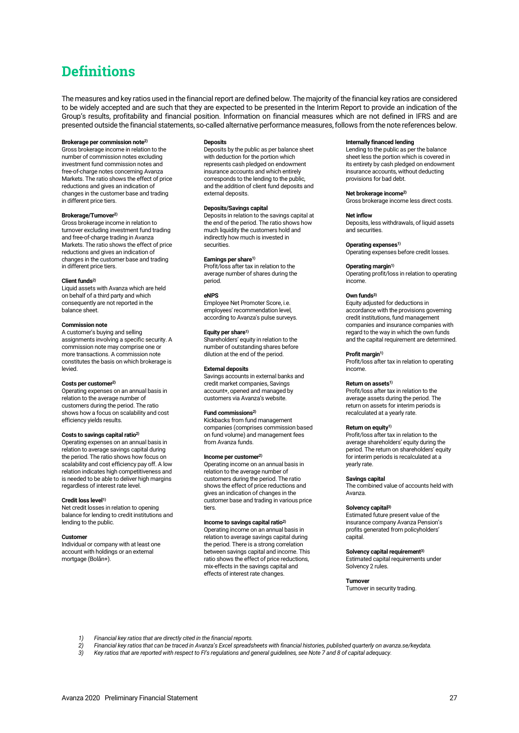# Definitions

The measures and key ratios used in the financial report are defined below. The majority of the financial key ratios are considered to be widely accepted and are such that they are expected to be presented in the Interim Report to provide an indication of the Group's results, profitability and financial position. Information on financial measures which are not defined in IFRS and are presented outside the financial statements, so-called alternative performance measures, follows from the note references below.

**Brokerage per commission note[2)]**
Gross brokerage income in relation to the number of commission notes excluding investment fund commission notes and free-of-charge notes concerning Avanza Markets. The ratio shows the effect of price reductions and gives an indication of changes in the customer base and trading in different price tiers.

**Brokerage/Turnover[2)]**
Gross brokerage income in relation to turnover excluding investment fund trading and free-of-charge trading in Avanza Markets. The ratio shows the effect of price reductions and gives an indication of changes in the customer base and trading in different price tiers.

**Client funds[2)]**
Liquid assets with Avanza which are held on behalf of a third party and which consequently are not reported in the balance sheet.

**Commission note**
A customer's buying and selling assignments involving a specific security. A commission note may comprise one or more transactions. A commission note constitutes the basis on which brokerage is levied.

**Costs per customer[2)]**
Operating expenses on an annual basis in relation to the average number of customers during the period. The ratio shows how a focus on scalability and cost efficiency yields results.

**Costs to savings capital ratio[2)]**
Operating expenses on an annual basis in relation to average savings capital during the period. The ratio shows how focus on scalability and cost efficiency pay off. A low relation indicates high competitiveness and is needed to be able to deliver high margins regardless of interest rate level.

**Credit loss level[1)]**
Net credit losses in relation to opening balance for lending to credit institutions and lending to the public.

**Customer**
Individual or company with at least one account with holdings or an external mortgage (Bolån+).

**Deposits**
Deposits by the public as per balance sheet with deduction for the portion which represents cash pledged on endowment insurance accounts and which entirely corresponds to the lending to the public, and the addition of client fund deposits and external deposits.

**Deposits/Savings capital**
Deposits in relation to the savings capital at the end of the period. The ratio shows how much liquidity the customers hold and indirectly how much is invested in securities.

**Earnings per share[1)]**
Profit/loss after tax in relation to the average number of shares during the period.

**eNPS**
Employee Net Promoter Score, i.e. employees' recommendation level, according to Avanza's pulse surveys.

**Equity per share[1)]**
Shareholders' equity in relation to the number of outstanding shares before dilution at the end of the period.

**External deposits**
Savings accounts in external banks and credit market companies, Savings account+, opened and managed by customers via Avanza's website.

**Fund commissions[2)]**
Kickbacks from fund management companies (comprises commission based on fund volume) and management fees from Avanza funds.

**Income per customer[2)]**
Operating income on an annual basis in relation to the average number of customers during the period. The ratio shows the effect of price reductions and gives an indication of changes in the customer base and trading in various price tiers.

**Income to savings capital ratio[2)]**
Operating income on an annual basis in relation to average savings capital during the period. There is a strong correlation between savings capital and income. This ratio shows the effect of price reductions, mix-effects in the savings capital and effects of interest rate changes.

**Internally financed lending**
Lending to the public as per the balance sheet less the portion which is covered in its entirety by cash pledged on endowment insurance accounts, without deducting provisions for bad debt.

**Net brokerage income[2)]**
Gross brokerage income less direct costs.

**Net inflow**
Deposits, less withdrawals, of liquid assets and securities.

**Operating expenses[1)]**
Operating expenses before credit losses.

**Operating margin[1)]**
Operating profit/loss in relation to operating income.

**Own funds[3)]**
Equity adjusted for deductions in accordance with the provisions governing credit institutions, fund management companies and insurance companies with regard to the way in which the own funds and the capital requirement are determined.

**Profit margin[1)]**
Profit/loss after tax in relation to operating income.

**Return on assets[1)]**
Profit/loss after tax in relation to the average assets during the period. The return on assets for interim periods is recalculated at a yearly rate.

**Return on equity[1)]**
Profit/loss after tax in relation to the average shareholders' equity during the period. The return on shareholders' equity for interim periods is recalculated at a yearly rate.

**Savings capital**
The combined value of accounts held with Avanza.

**Solvency capital[3)]**
Estimated future present value of the insurance company Avanza Pension's profits generated from policyholders' capital.

**Solvency capital requirement[3)]**
Estimated capital requirements under Solvency 2 rules.

**Turnover**
Turnover in security trading.

*1) Financial key ratios that are directly cited in the financial reports.*
*2) Financial key ratios that can be traced in Avanza's Excel spreadsheets with financial histories, published quarterly on avanza.se/keydata.*
*3) Key ratios that are reported with respect to FI's regulations and general guidelines, see Note 7 and 8 of capital adequacy.*